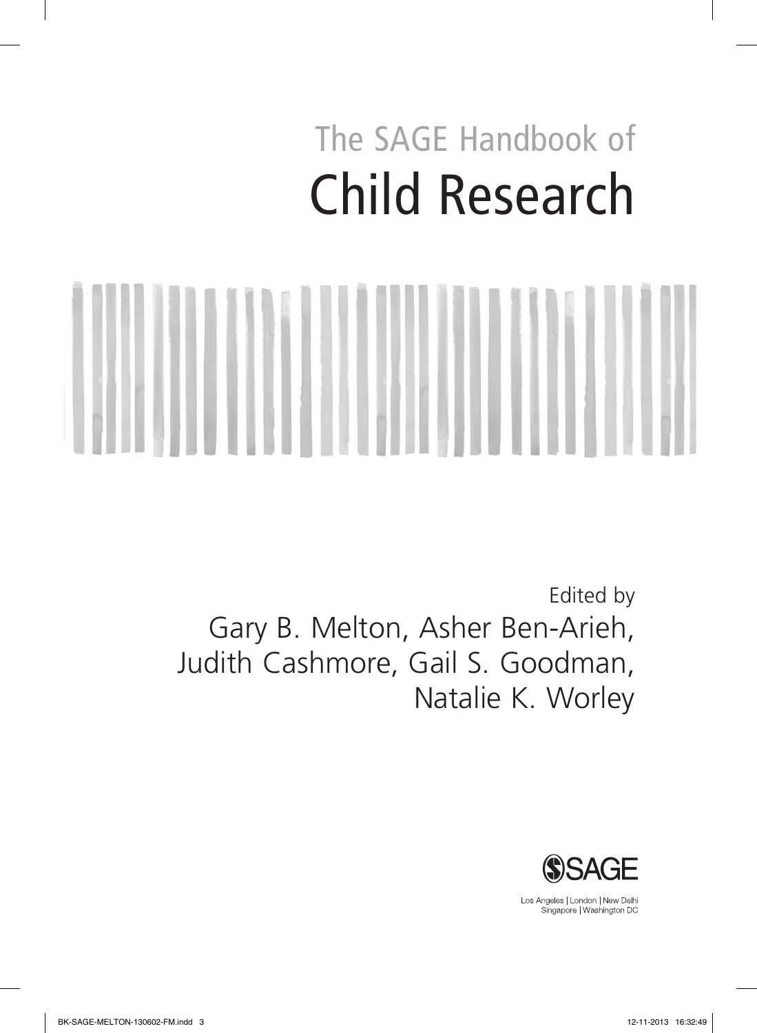# The SAGE Handbook of Child Research

Edited by

Gary B. Melton, Asher Ben-Arieh, Judith Cashmore, Gail S. Goodman, Natalie K. Worley

SAGE

Los Angeles | London | New Delhi
Singapore | Washington DC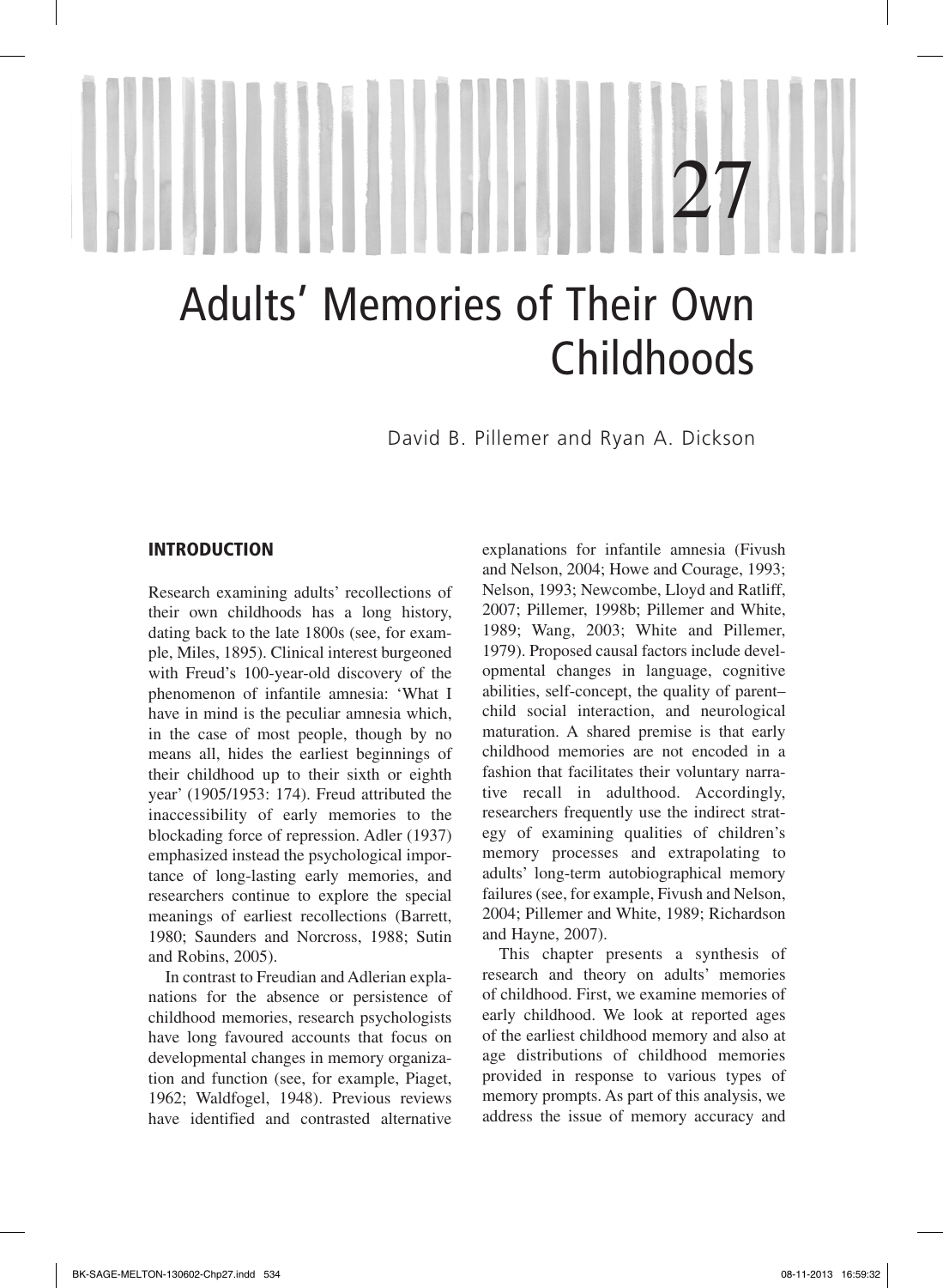# 27

# Adults' Memories of Their Own Childhoods

David B. Pillemer and Ryan A. Dickson

## INTRODUCTION

Research examining adults' recollections of their own childhoods has a long history, dating back to the late 1800s (see, for example, Miles, 1895). Clinical interest burgeoned with Freud's 100-year-old discovery of the phenomenon of infantile amnesia: 'What I have in mind is the peculiar amnesia which, in the case of most people, though by no means all, hides the earliest beginnings of their childhood up to their sixth or eighth year' (1905/1953: 174). Freud attributed the inaccessibility of early memories to the blockading force of repression. Adler (1937) emphasized instead the psychological importance of long-lasting early memories, and researchers continue to explore the special meanings of earliest recollections (Barrett, 1980; Saunders and Norcross, 1988; Sutin and Robins, 2005).

In contrast to Freudian and Adlerian explanations for the absence or persistence of childhood memories, research psychologists have long favoured accounts that focus on developmental changes in memory organization and function (see, for example, Piaget, 1962; Waldfogel, 1948). Previous reviews have identified and contrasted alternative explanations for infantile amnesia (Fivush and Nelson, 2004; Howe and Courage, 1993; Nelson, 1993; Newcombe, Lloyd and Ratliff, 2007; Pillemer, 1998b; Pillemer and White, 1989; Wang, 2003; White and Pillemer, 1979). Proposed causal factors include developmental changes in language, cognitive abilities, self-concept, the quality of parent–child social interaction, and neurological maturation. A shared premise is that early childhood memories are not encoded in a fashion that facilitates their voluntary narrative recall in adulthood. Accordingly, researchers frequently use the indirect strategy of examining qualities of children's memory processes and extrapolating to adults' long-term autobiographical memory failures (see, for example, Fivush and Nelson, 2004; Pillemer and White, 1989; Richardson and Hayne, 2007).

This chapter presents a synthesis of research and theory on adults' memories of childhood. First, we examine memories of early childhood. We look at reported ages of the earliest childhood memory and also at age distributions of childhood memories provided in response to various types of memory prompts. As part of this analysis, we address the issue of memory accuracy and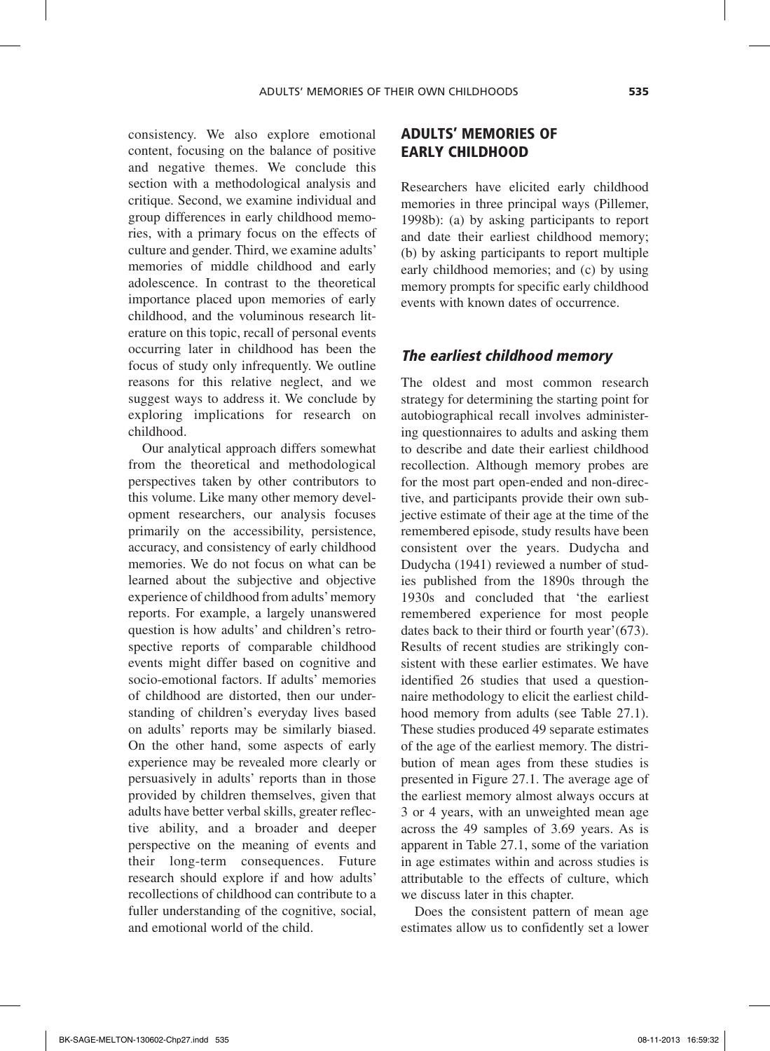consistency. We also explore emotional content, focusing on the balance of positive and negative themes. We conclude this section with a methodological analysis and critique. Second, we examine individual and group differences in early childhood memories, with a primary focus on the effects of culture and gender. Third, we examine adults' memories of middle childhood and early adolescence. In contrast to the theoretical importance placed upon memories of early childhood, and the voluminous research literature on this topic, recall of personal events occurring later in childhood has been the focus of study only infrequently. We outline reasons for this relative neglect, and we suggest ways to address it. We conclude by exploring implications for research on childhood.

Our analytical approach differs somewhat from the theoretical and methodological perspectives taken by other contributors to this volume. Like many other memory development researchers, our analysis focuses primarily on the accessibility, persistence, accuracy, and consistency of early childhood memories. We do not focus on what can be learned about the subjective and objective experience of childhood from adults' memory reports. For example, a largely unanswered question is how adults' and children's retrospective reports of comparable childhood events might differ based on cognitive and socio-emotional factors. If adults' memories of childhood are distorted, then our understanding of children's everyday lives based on adults' reports may be similarly biased. On the other hand, some aspects of early experience may be revealed more clearly or persuasively in adults' reports than in those provided by children themselves, given that adults have better verbal skills, greater reflective ability, and a broader and deeper perspective on the meaning of events and their long-term consequences. Future research should explore if and how adults' recollections of childhood can contribute to a fuller understanding of the cognitive, social, and emotional world of the child.

## ADULTS' MEMORIES OF EARLY CHILDHOOD

Researchers have elicited early childhood memories in three principal ways (Pillemer, 1998b): (a) by asking participants to report and date their earliest childhood memory; (b) by asking participants to report multiple early childhood memories; and (c) by using memory prompts for specific early childhood events with known dates of occurrence.

### *The earliest childhood memory*

The oldest and most common research strategy for determining the starting point for autobiographical recall involves administering questionnaires to adults and asking them to describe and date their earliest childhood recollection. Although memory probes are for the most part open-ended and non-directive, and participants provide their own subjective estimate of their age at the time of the remembered episode, study results have been consistent over the years. Dudycha and Dudycha (1941) reviewed a number of studies published from the 1890s through the 1930s and concluded that 'the earliest remembered experience for most people dates back to their third or fourth year'(673). Results of recent studies are strikingly consistent with these earlier estimates. We have identified 26 studies that used a questionnaire methodology to elicit the earliest childhood memory from adults (see Table 27.1). These studies produced 49 separate estimates of the age of the earliest memory. The distribution of mean ages from these studies is presented in Figure 27.1. The average age of the earliest memory almost always occurs at 3 or 4 years, with an unweighted mean age across the 49 samples of 3.69 years. As is apparent in Table 27.1, some of the variation in age estimates within and across studies is attributable to the effects of culture, which we discuss later in this chapter.

Does the consistent pattern of mean age estimates allow us to confidently set a lower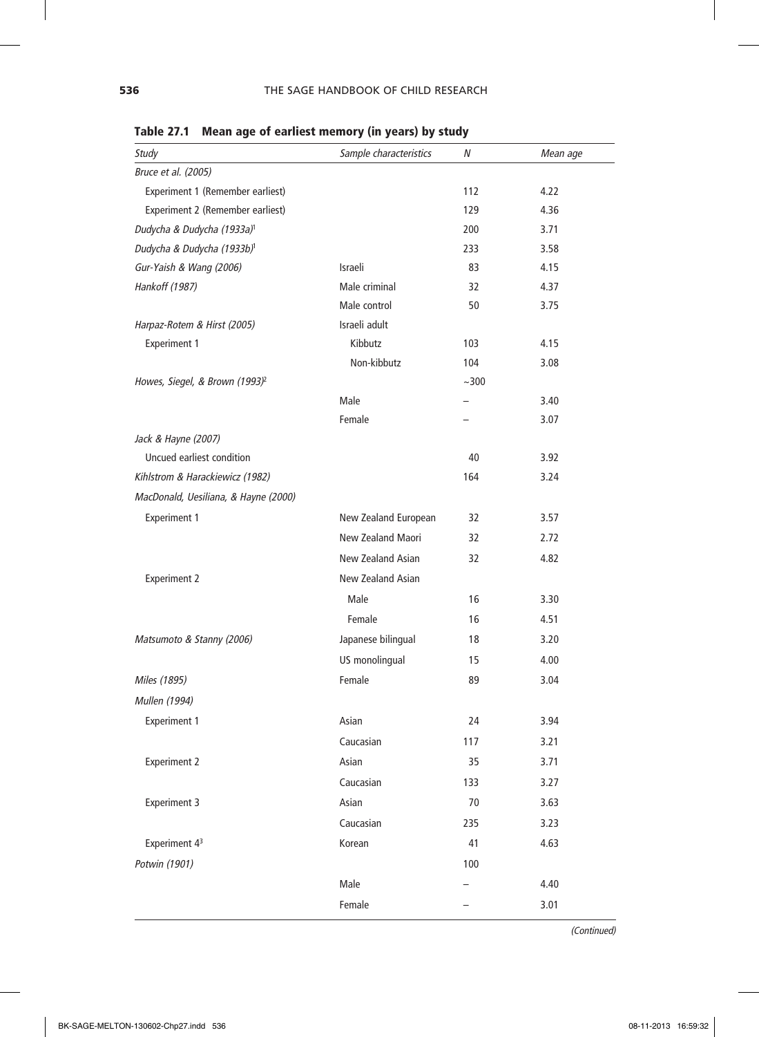**Table 27.1 Mean age of earliest memory (in years) by study**

| *Study* | *Sample characteristics* | *N* | *Mean age* |
|---|---|---|---|
| *Bruce et al. (2005)* | | | |
| Experiment 1 (Remember earliest) | | 112 | 4.22 |
| Experiment 2 (Remember earliest) | | 129 | 4.36 |
| *Dudycha & Dudycha (1933a)*[1] | | 200 | 3.71 |
| *Dudycha & Dudycha (1933b)*[1] | | 233 | 3.58 |
| *Gur-Yaish & Wang (2006)* | Israeli | 83 | 4.15 |
| *Hankoff (1987)* | Male criminal | 32 | 4.37 |
| | Male control | 50 | 3.75 |
| *Harpaz-Rotem & Hirst (2005)* | Israeli adult | | |
| Experiment 1 | Kibbutz | 103 | 4.15 |
| | Non-kibbutz | 104 | 3.08 |
| *Howes, Siegel, & Brown (1993)*[2] | | ~300 | |
| | Male | – | 3.40 |
| | Female | – | 3.07 |
| *Jack & Hayne (2007)* | | | |
| Uncued earliest condition | | 40 | 3.92 |
| *Kihlstrom & Harackiewicz (1982)* | | 164 | 3.24 |
| *MacDonald, Uesiliana, & Hayne (2000)* | | | |
| Experiment 1 | New Zealand European | 32 | 3.57 |
| | New Zealand Maori | 32 | 2.72 |
| | New Zealand Asian | 32 | 4.82 |
| Experiment 2 | New Zealand Asian | | |
| | Male | 16 | 3.30 |
| | Female | 16 | 4.51 |
| *Matsumoto & Stanny (2006)* | Japanese bilingual | 18 | 3.20 |
| | US monolingual | 15 | 4.00 |
| *Miles (1895)* | Female | 89 | 3.04 |
| *Mullen (1994)* | | | |
| Experiment 1 | Asian | 24 | 3.94 |
| | Caucasian | 117 | 3.21 |
| Experiment 2 | Asian | 35 | 3.71 |
| | Caucasian | 133 | 3.27 |
| Experiment 3 | Asian | 70 | 3.63 |
| | Caucasian | 235 | 3.23 |
| Experiment 4[3] | Korean | 41 | 4.63 |
| *Potwin (1901)* | | 100 | |
| | Male | – | 4.40 |
| | Female | – | 3.01 |

*(Continued)*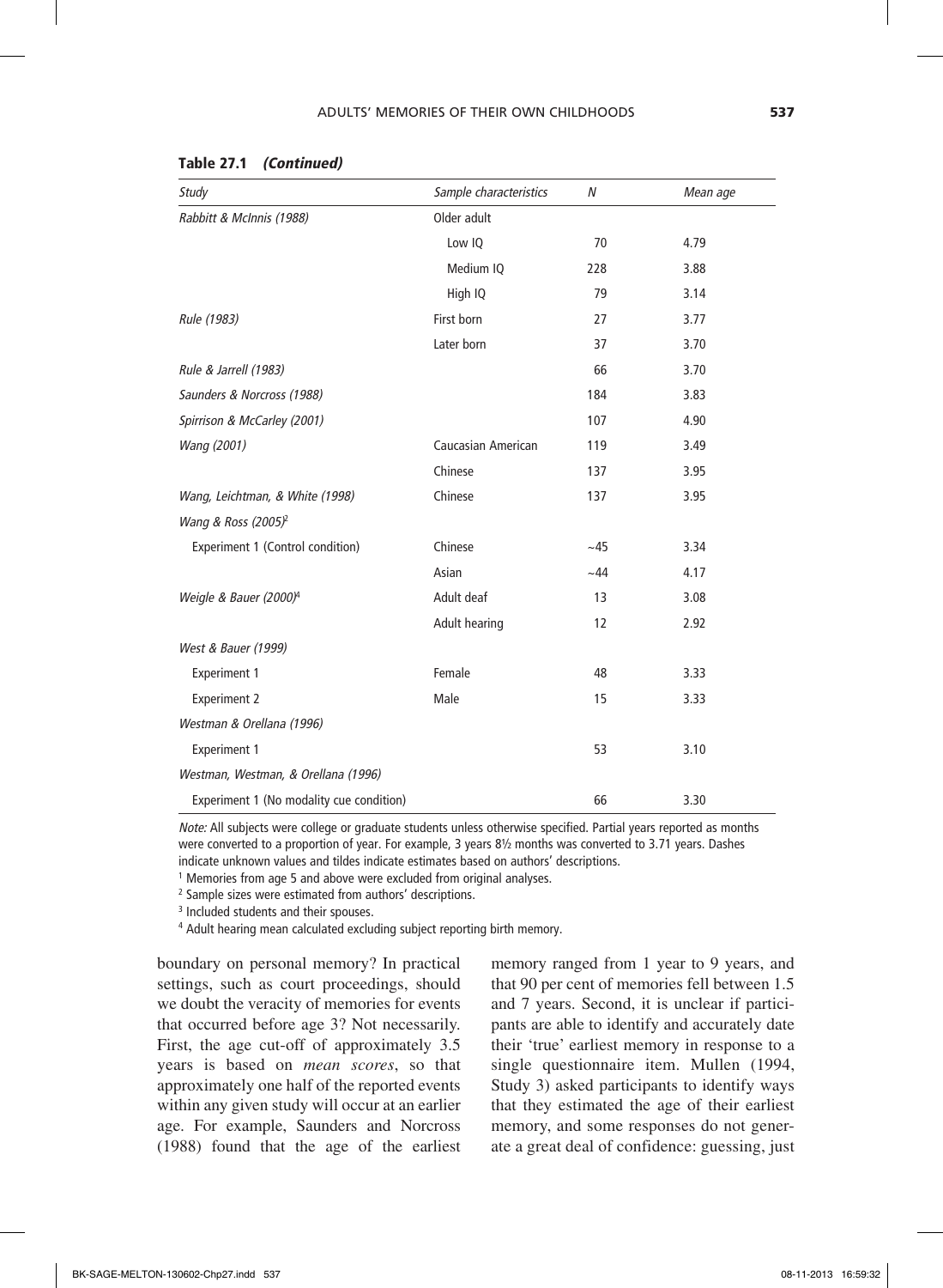**Table 27.1 *(Continued)***

| *Study* | *Sample characteristics* | *N* | *Mean age* |
|---|---|---|---|
| *Rabbitt & McInnis (1988)* | Older adult | | |
| | Low IQ | 70 | 4.79 |
| | Medium IQ | 228 | 3.88 |
| | High IQ | 79 | 3.14 |
| *Rule (1983)* | First born | 27 | 3.77 |
| | Later born | 37 | 3.70 |
| *Rule & Jarrell (1983)* | | 66 | 3.70 |
| *Saunders & Norcross (1988)* | | 184 | 3.83 |
| *Spirrison & McCarley (2001)* | | 107 | 4.90 |
| *Wang (2001)* | Caucasian American | 119 | 3.49 |
| | Chinese | 137 | 3.95 |
| *Wang, Leichtman, & White (1998)* | Chinese | 137 | 3.95 |
| *Wang & Ross (2005)*[2] | | | |
| Experiment 1 (Control condition) | Chinese | ~45 | 3.34 |
| | Asian | ~44 | 4.17 |
| *Weigle & Bauer (2000)*[4] | Adult deaf | 13 | 3.08 |
| | Adult hearing | 12 | 2.92 |
| *West & Bauer (1999)* | | | |
| Experiment 1 | Female | 48 | 3.33 |
| Experiment 2 | Male | 15 | 3.33 |
| *Westman & Orellana (1996)* | | | |
| Experiment 1 | | 53 | 3.10 |
| *Westman, Westman, & Orellana (1996)* | | | |
| Experiment 1 (No modality cue condition) | | 66 | 3.30 |

*Note:* All subjects were college or graduate students unless otherwise specified. Partial years reported as months were converted to a proportion of year. For example, 3 years 8½ months was converted to 3.71 years. Dashes indicate unknown values and tildes indicate estimates based on authors' descriptions.

[1] Memories from age 5 and above were excluded from original analyses.

[2] Sample sizes were estimated from authors' descriptions.

[3] Included students and their spouses.

[4] Adult hearing mean calculated excluding subject reporting birth memory.

boundary on personal memory? In practical settings, such as court proceedings, should we doubt the veracity of memories for events that occurred before age 3? Not necessarily. First, the age cut-off of approximately 3.5 years is based on *mean scores*, so that approximately one half of the reported events within any given study will occur at an earlier age. For example, Saunders and Norcross (1988) found that the age of the earliest memory ranged from 1 year to 9 years, and that 90 per cent of memories fell between 1.5 and 7 years. Second, it is unclear if participants are able to identify and accurately date their 'true' earliest memory in response to a single questionnaire item. Mullen (1994, Study 3) asked participants to identify ways that they estimated the age of their earliest memory, and some responses do not generate a great deal of confidence: guessing, just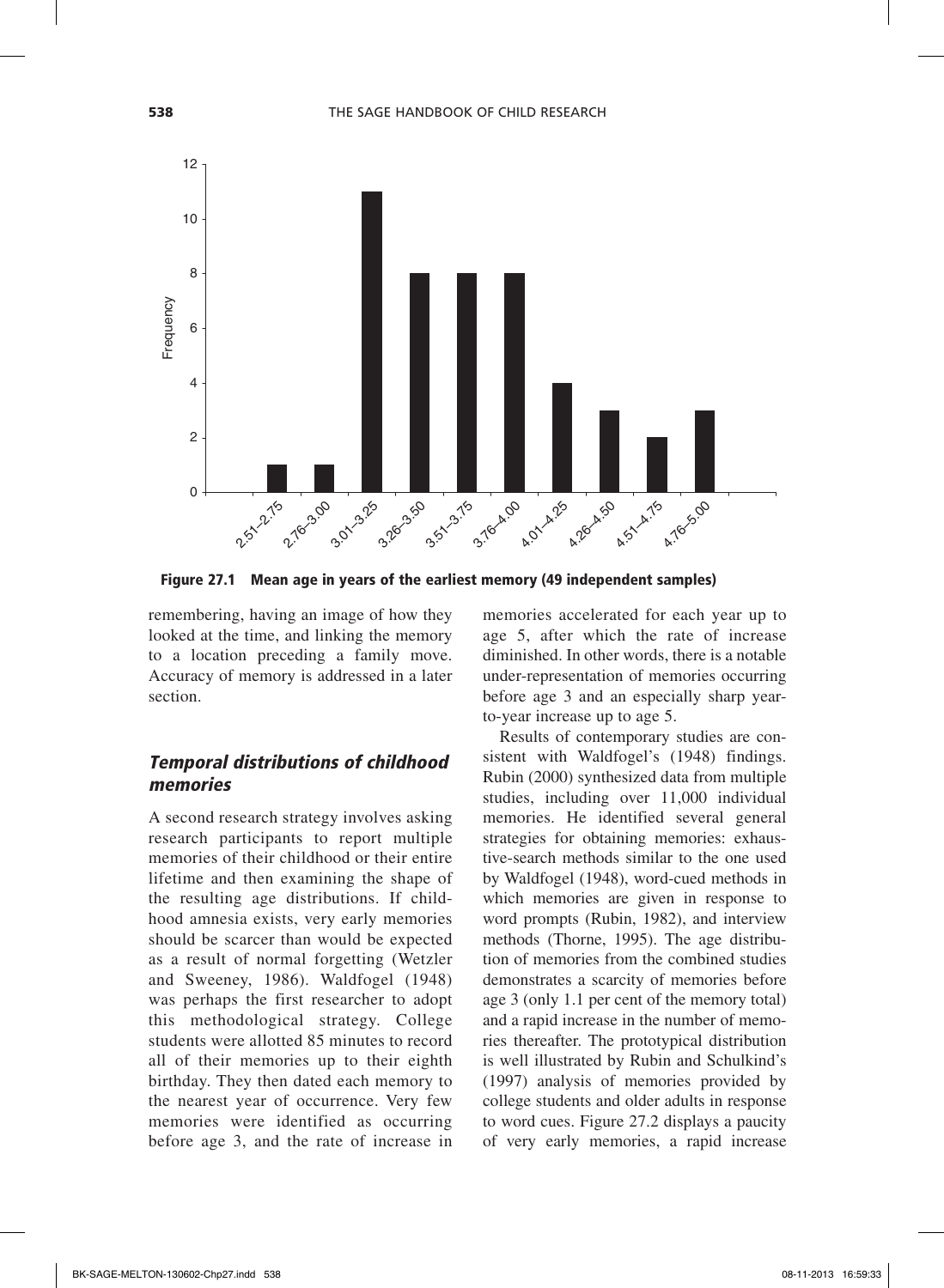**Figure 27.1 Mean age in years of the earliest memory (49 independent samples)**

remembering, having an image of how they looked at the time, and linking the memory to a location preceding a family move. Accuracy of memory is addressed in a later section.

### *Temporal distributions of childhood memories*

A second research strategy involves asking research participants to report multiple memories of their childhood or their entire lifetime and then examining the shape of the resulting age distributions. If childhood amnesia exists, very early memories should be scarcer than would be expected as a result of normal forgetting (Wetzler and Sweeney, 1986). Waldfogel (1948) was perhaps the first researcher to adopt this methodological strategy. College students were allotted 85 minutes to record all of their memories up to their eighth birthday. They then dated each memory to the nearest year of occurrence. Very few memories were identified as occurring before age 3, and the rate of increase in memories accelerated for each year up to age 5, after which the rate of increase diminished. In other words, there is a notable under-representation of memories occurring before age 3 and an especially sharp year-to-year increase up to age 5.

Results of contemporary studies are consistent with Waldfogel's (1948) findings. Rubin (2000) synthesized data from multiple studies, including over 11,000 individual memories. He identified several general strategies for obtaining memories: exhaustive-search methods similar to the one used by Waldfogel (1948), word-cued methods in which memories are given in response to word prompts (Rubin, 1982), and interview methods (Thorne, 1995). The age distribution of memories from the combined studies demonstrates a scarcity of memories before age 3 (only 1.1 per cent of the memory total) and a rapid increase in the number of memories thereafter. The prototypical distribution is well illustrated by Rubin and Schulkind's (1997) analysis of memories provided by college students and older adults in response to word cues. Figure 27.2 displays a paucity of very early memories, a rapid increase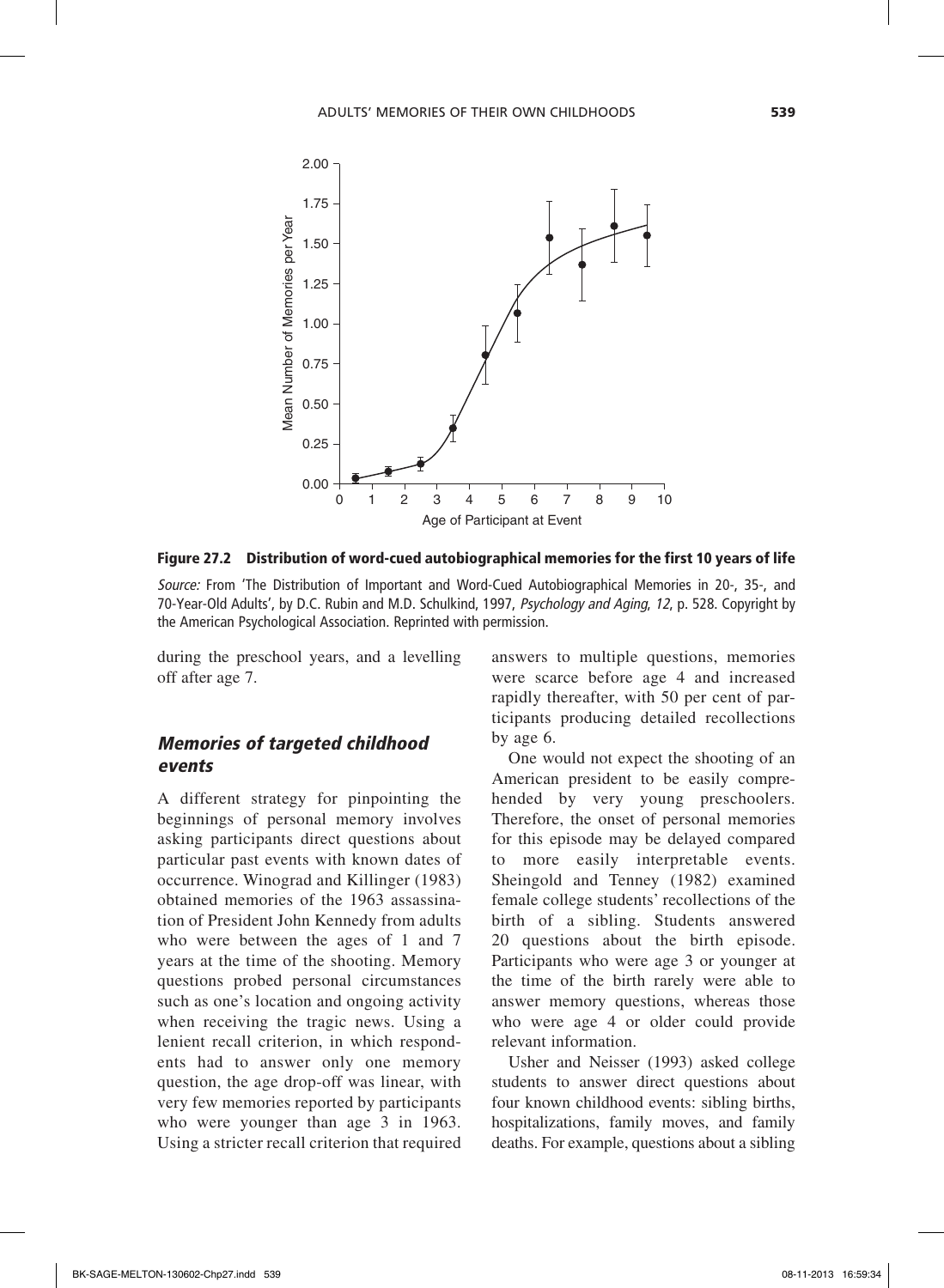**Figure 27.2 Distribution of word-cued autobiographical memories for the first 10 years of life**

*Source:* From 'The Distribution of Important and Word-Cued Autobiographical Memories in 20-, 35-, and 70-Year-Old Adults', by D.C. Rubin and M.D. Schulkind, 1997, *Psychology and Aging, 12*, p. 528. Copyright by the American Psychological Association. Reprinted with permission.

during the preschool years, and a levelling off after age 7.

### *Memories of targeted childhood events*

A different strategy for pinpointing the beginnings of personal memory involves asking participants direct questions about particular past events with known dates of occurrence. Winograd and Killinger (1983) obtained memories of the 1963 assassination of President John Kennedy from adults who were between the ages of 1 and 7 years at the time of the shooting. Memory questions probed personal circumstances such as one's location and ongoing activity when receiving the tragic news. Using a lenient recall criterion, in which respondents had to answer only one memory question, the age drop-off was linear, with very few memories reported by participants who were younger than age 3 in 1963. Using a stricter recall criterion that required answers to multiple questions, memories were scarce before age 4 and increased rapidly thereafter, with 50 per cent of participants producing detailed recollections by age 6.

One would not expect the shooting of an American president to be easily comprehended by very young preschoolers. Therefore, the onset of personal memories for this episode may be delayed compared to more easily interpretable events. Sheingold and Tenney (1982) examined female college students' recollections of the birth of a sibling. Students answered 20 questions about the birth episode. Participants who were age 3 or younger at the time of the birth rarely were able to answer memory questions, whereas those who were age 4 or older could provide relevant information.

Usher and Neisser (1993) asked college students to answer direct questions about four known childhood events: sibling births, hospitalizations, family moves, and family deaths. For example, questions about a sibling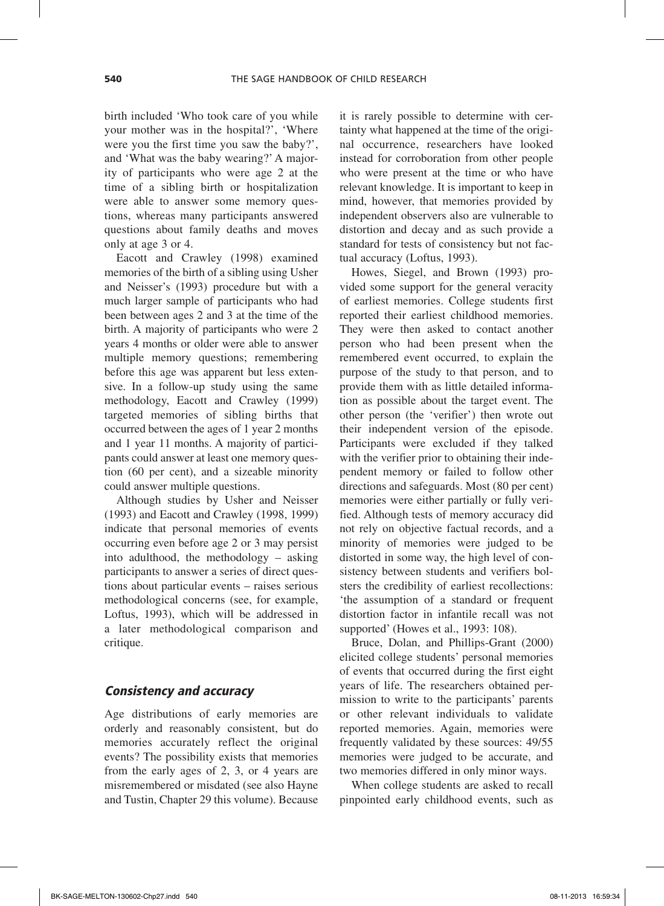birth included 'Who took care of you while your mother was in the hospital?', 'Where were you the first time you saw the baby?', and 'What was the baby wearing?' A majority of participants who were age 2 at the time of a sibling birth or hospitalization were able to answer some memory questions, whereas many participants answered questions about family deaths and moves only at age 3 or 4.

Eacott and Crawley (1998) examined memories of the birth of a sibling using Usher and Neisser's (1993) procedure but with a much larger sample of participants who had been between ages 2 and 3 at the time of the birth. A majority of participants who were 2 years 4 months or older were able to answer multiple memory questions; remembering before this age was apparent but less extensive. In a follow-up study using the same methodology, Eacott and Crawley (1999) targeted memories of sibling births that occurred between the ages of 1 year 2 months and 1 year 11 months. A majority of participants could answer at least one memory question (60 per cent), and a sizeable minority could answer multiple questions.

Although studies by Usher and Neisser (1993) and Eacott and Crawley (1998, 1999) indicate that personal memories of events occurring even before age 2 or 3 may persist into adulthood, the methodology – asking participants to answer a series of direct questions about particular events – raises serious methodological concerns (see, for example, Loftus, 1993), which will be addressed in a later methodological comparison and critique.

### *Consistency and accuracy*

Age distributions of early memories are orderly and reasonably consistent, but do memories accurately reflect the original events? The possibility exists that memories from the early ages of 2, 3, or 4 years are misremembered or misdated (see also Hayne and Tustin, Chapter 29 this volume). Because it is rarely possible to determine with certainty what happened at the time of the original occurrence, researchers have looked instead for corroboration from other people who were present at the time or who have relevant knowledge. It is important to keep in mind, however, that memories provided by independent observers also are vulnerable to distortion and decay and as such provide a standard for tests of consistency but not factual accuracy (Loftus, 1993).

Howes, Siegel, and Brown (1993) provided some support for the general veracity of earliest memories. College students first reported their earliest childhood memories. They were then asked to contact another person who had been present when the remembered event occurred, to explain the purpose of the study to that person, and to provide them with as little detailed information as possible about the target event. The other person (the 'verifier') then wrote out their independent version of the episode. Participants were excluded if they talked with the verifier prior to obtaining their independent memory or failed to follow other directions and safeguards. Most (80 per cent) memories were either partially or fully verified. Although tests of memory accuracy did not rely on objective factual records, and a minority of memories were judged to be distorted in some way, the high level of consistency between students and verifiers bolsters the credibility of earliest recollections: 'the assumption of a standard or frequent distortion factor in infantile recall was not supported' (Howes et al., 1993: 108).

Bruce, Dolan, and Phillips-Grant (2000) elicited college students' personal memories of events that occurred during the first eight years of life. The researchers obtained permission to write to the participants' parents or other relevant individuals to validate reported memories. Again, memories were frequently validated by these sources: 49/55 memories were judged to be accurate, and two memories differed in only minor ways.

When college students are asked to recall pinpointed early childhood events, such as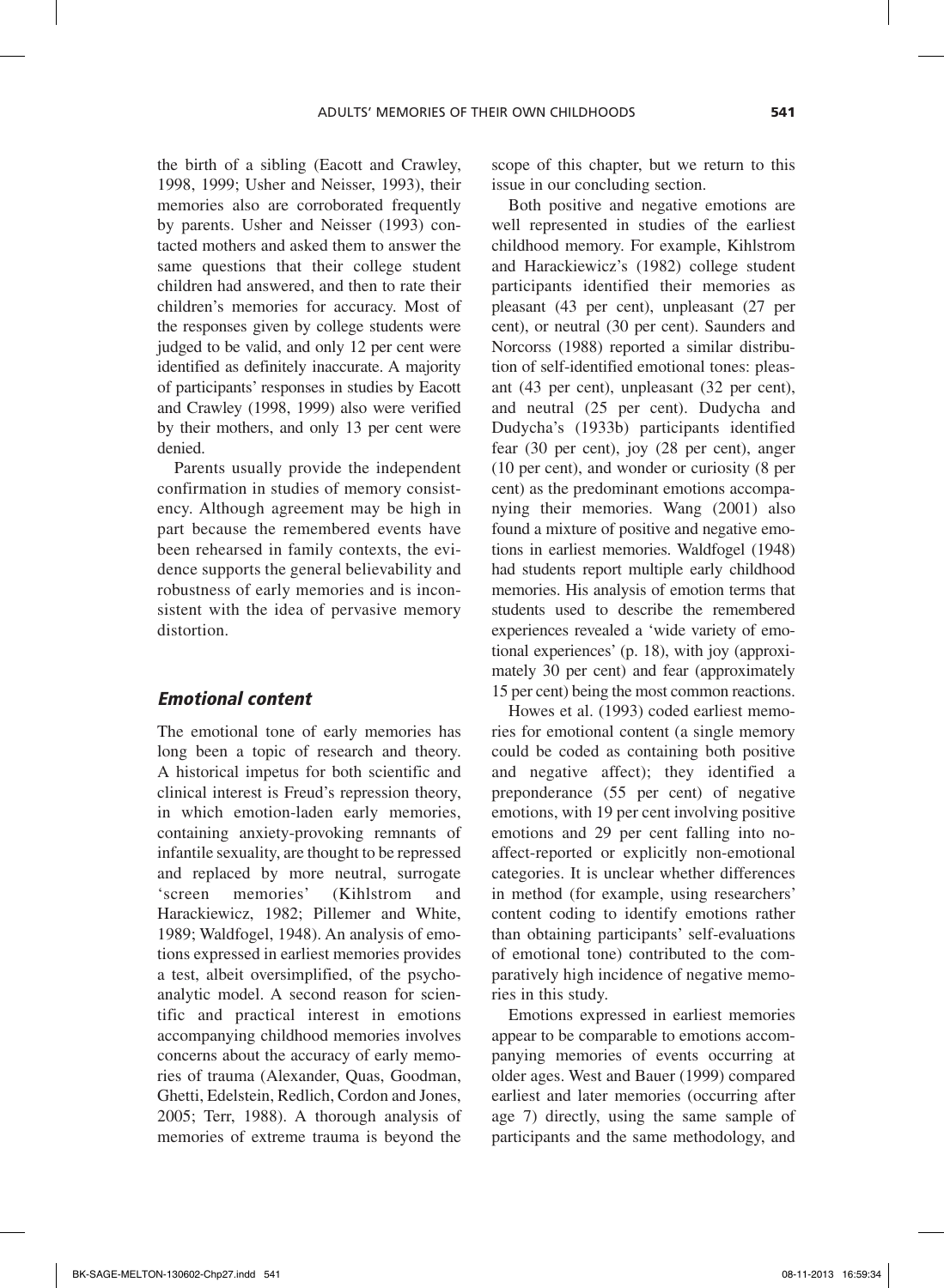the birth of a sibling (Eacott and Crawley, 1998, 1999; Usher and Neisser, 1993), their memories also are corroborated frequently by parents. Usher and Neisser (1993) contacted mothers and asked them to answer the same questions that their college student children had answered, and then to rate their children's memories for accuracy. Most of the responses given by college students were judged to be valid, and only 12 per cent were identified as definitely inaccurate. A majority of participants' responses in studies by Eacott and Crawley (1998, 1999) also were verified by their mothers, and only 13 per cent were denied.

Parents usually provide the independent confirmation in studies of memory consistency. Although agreement may be high in part because the remembered events have been rehearsed in family contexts, the evidence supports the general believability and robustness of early memories and is inconsistent with the idea of pervasive memory distortion.

### *Emotional content*

The emotional tone of early memories has long been a topic of research and theory. A historical impetus for both scientific and clinical interest is Freud's repression theory, in which emotion-laden early memories, containing anxiety-provoking remnants of infantile sexuality, are thought to be repressed and replaced by more neutral, surrogate 'screen memories' (Kihlstrom and Harackiewicz, 1982; Pillemer and White, 1989; Waldfogel, 1948). An analysis of emotions expressed in earliest memories provides a test, albeit oversimplified, of the psychoanalytic model. A second reason for scientific and practical interest in emotions accompanying childhood memories involves concerns about the accuracy of early memories of trauma (Alexander, Quas, Goodman, Ghetti, Edelstein, Redlich, Cordon and Jones, 2005; Terr, 1988). A thorough analysis of memories of extreme trauma is beyond the scope of this chapter, but we return to this issue in our concluding section.

Both positive and negative emotions are well represented in studies of the earliest childhood memory. For example, Kihlstrom and Harackiewicz's (1982) college student participants identified their memories as pleasant (43 per cent), unpleasant (27 per cent), or neutral (30 per cent). Saunders and Norcorss (1988) reported a similar distribution of self-identified emotional tones: pleasant (43 per cent), unpleasant (32 per cent), and neutral (25 per cent). Dudycha and Dudycha's (1933b) participants identified fear (30 per cent), joy (28 per cent), anger (10 per cent), and wonder or curiosity (8 per cent) as the predominant emotions accompanying their memories. Wang (2001) also found a mixture of positive and negative emotions in earliest memories. Waldfogel (1948) had students report multiple early childhood memories. His analysis of emotion terms that students used to describe the remembered experiences revealed a 'wide variety of emotional experiences' (p. 18), with joy (approximately 30 per cent) and fear (approximately 15 per cent) being the most common reactions.

Howes et al. (1993) coded earliest memories for emotional content (a single memory could be coded as containing both positive and negative affect); they identified a preponderance (55 per cent) of negative emotions, with 19 per cent involving positive emotions and 29 per cent falling into no-affect-reported or explicitly non-emotional categories. It is unclear whether differences in method (for example, using researchers' content coding to identify emotions rather than obtaining participants' self-evaluations of emotional tone) contributed to the comparatively high incidence of negative memories in this study.

Emotions expressed in earliest memories appear to be comparable to emotions accompanying memories of events occurring at older ages. West and Bauer (1999) compared earliest and later memories (occurring after age 7) directly, using the same sample of participants and the same methodology, and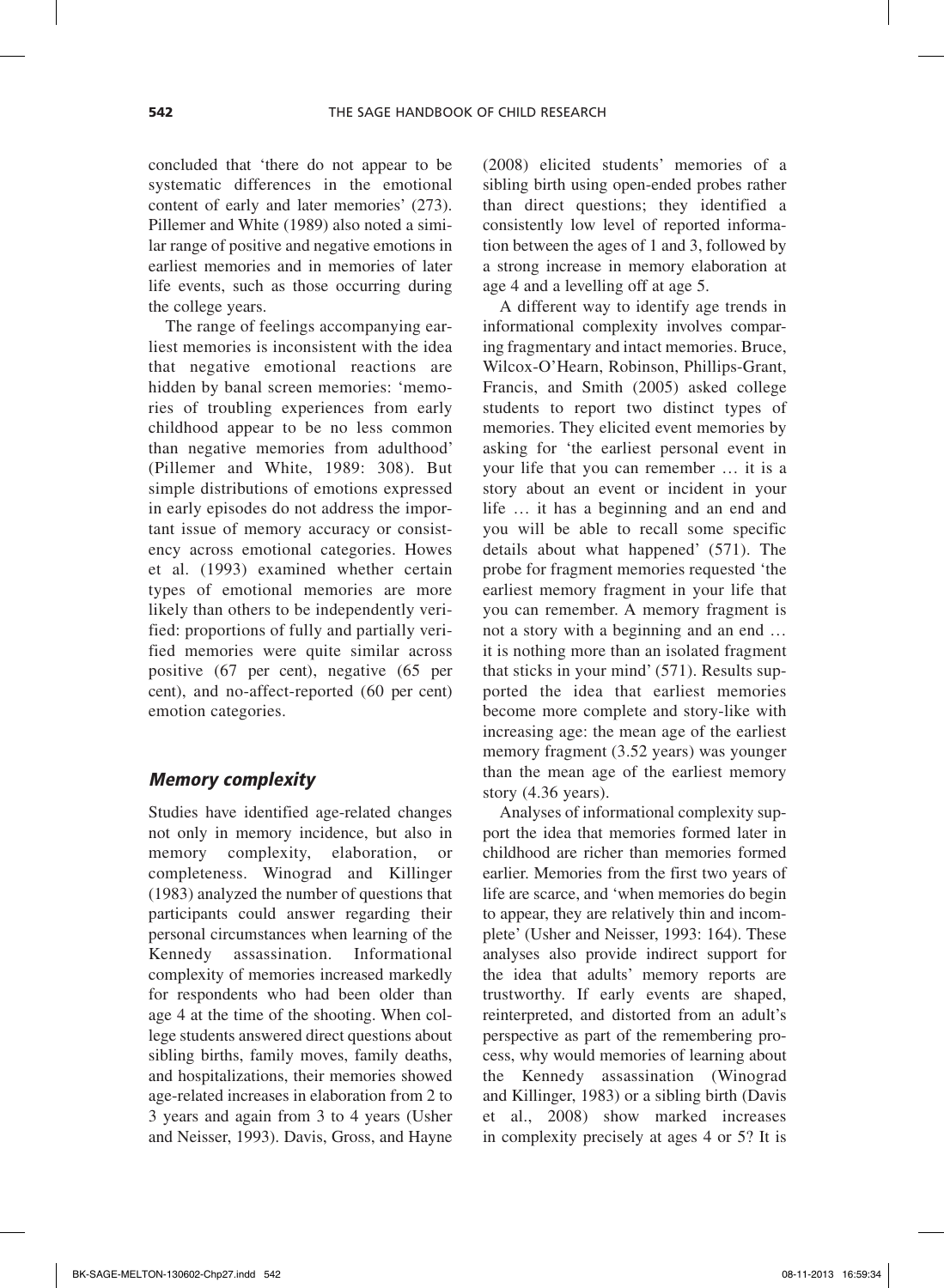concluded that 'there do not appear to be systematic differences in the emotional content of early and later memories' (273). Pillemer and White (1989) also noted a similar range of positive and negative emotions in earliest memories and in memories of later life events, such as those occurring during the college years.

The range of feelings accompanying earliest memories is inconsistent with the idea that negative emotional reactions are hidden by banal screen memories: 'memories of troubling experiences from early childhood appear to be no less common than negative memories from adulthood' (Pillemer and White, 1989: 308). But simple distributions of emotions expressed in early episodes do not address the important issue of memory accuracy or consistency across emotional categories. Howes et al. (1993) examined whether certain types of emotional memories are more likely than others to be independently verified: proportions of fully and partially verified memories were quite similar across positive (67 per cent), negative (65 per cent), and no-affect-reported (60 per cent) emotion categories.

### *Memory complexity*

Studies have identified age-related changes not only in memory incidence, but also in memory complexity, elaboration, or completeness. Winograd and Killinger (1983) analyzed the number of questions that participants could answer regarding their personal circumstances when learning of the Kennedy assassination. Informational complexity of memories increased markedly for respondents who had been older than age 4 at the time of the shooting. When college students answered direct questions about sibling births, family moves, family deaths, and hospitalizations, their memories showed age-related increases in elaboration from 2 to 3 years and again from 3 to 4 years (Usher and Neisser, 1993). Davis, Gross, and Hayne (2008) elicited students' memories of a sibling birth using open-ended probes rather than direct questions; they identified a consistently low level of reported information between the ages of 1 and 3, followed by a strong increase in memory elaboration at age 4 and a levelling off at age 5.

A different way to identify age trends in informational complexity involves comparing fragmentary and intact memories. Bruce, Wilcox-O'Hearn, Robinson, Phillips-Grant, Francis, and Smith (2005) asked college students to report two distinct types of memories. They elicited event memories by asking for 'the earliest personal event in your life that you can remember … it is a story about an event or incident in your life … it has a beginning and an end and you will be able to recall some specific details about what happened' (571). The probe for fragment memories requested 'the earliest memory fragment in your life that you can remember. A memory fragment is not a story with a beginning and an end … it is nothing more than an isolated fragment that sticks in your mind' (571). Results supported the idea that earliest memories become more complete and story-like with increasing age: the mean age of the earliest memory fragment (3.52 years) was younger than the mean age of the earliest memory story (4.36 years).

Analyses of informational complexity support the idea that memories formed later in childhood are richer than memories formed earlier. Memories from the first two years of life are scarce, and 'when memories do begin to appear, they are relatively thin and incomplete' (Usher and Neisser, 1993: 164). These analyses also provide indirect support for the idea that adults' memory reports are trustworthy. If early events are shaped, reinterpreted, and distorted from an adult's perspective as part of the remembering process, why would memories of learning about the Kennedy assassination (Winograd and Killinger, 1983) or a sibling birth (Davis et al., 2008) show marked increases in complexity precisely at ages 4 or 5? It is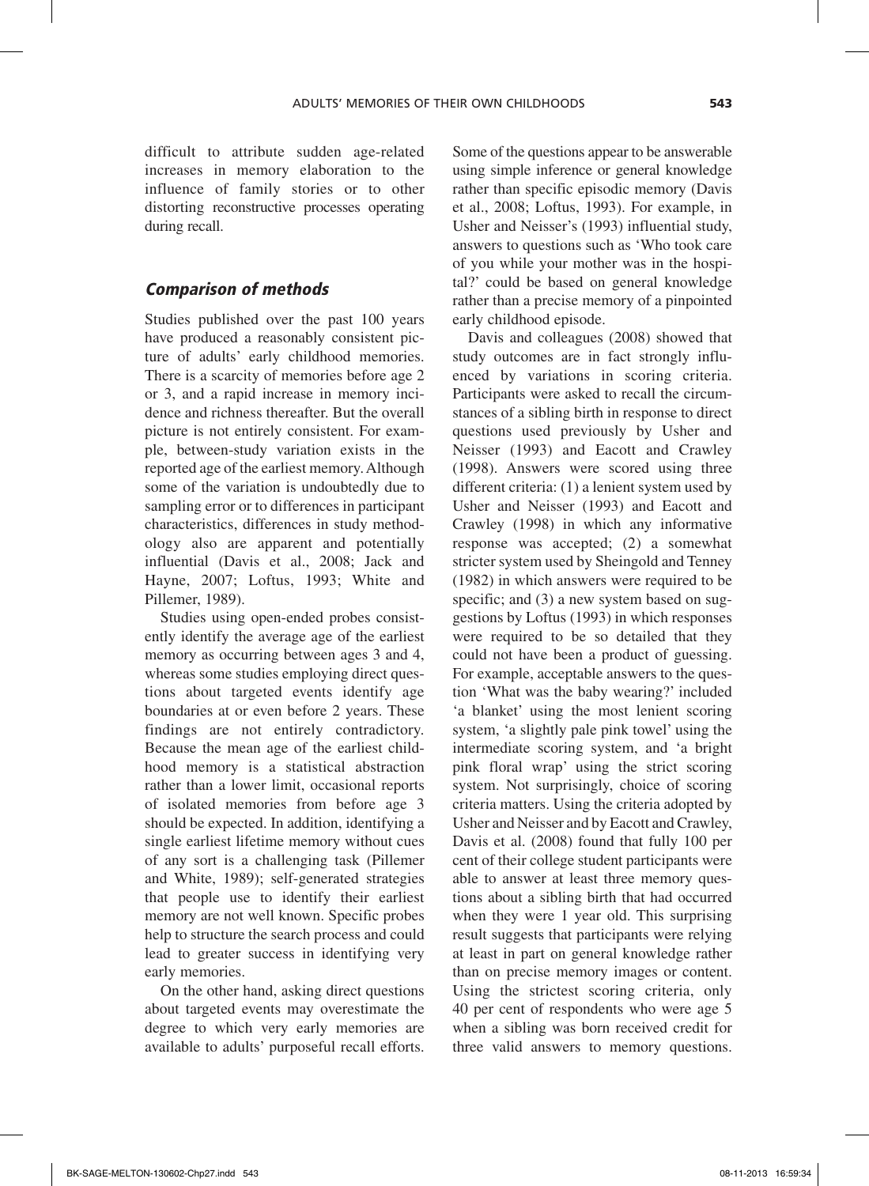difficult to attribute sudden age-related increases in memory elaboration to the influence of family stories or to other distorting reconstructive processes operating during recall.

### *Comparison of methods*

Studies published over the past 100 years have produced a reasonably consistent picture of adults' early childhood memories. There is a scarcity of memories before age 2 or 3, and a rapid increase in memory incidence and richness thereafter. But the overall picture is not entirely consistent. For example, between-study variation exists in the reported age of the earliest memory. Although some of the variation is undoubtedly due to sampling error or to differences in participant characteristics, differences in study methodology also are apparent and potentially influential (Davis et al., 2008; Jack and Hayne, 2007; Loftus, 1993; White and Pillemer, 1989).

Studies using open-ended probes consistently identify the average age of the earliest memory as occurring between ages 3 and 4, whereas some studies employing direct questions about targeted events identify age boundaries at or even before 2 years. These findings are not entirely contradictory. Because the mean age of the earliest childhood memory is a statistical abstraction rather than a lower limit, occasional reports of isolated memories from before age 3 should be expected. In addition, identifying a single earliest lifetime memory without cues of any sort is a challenging task (Pillemer and White, 1989); self-generated strategies that people use to identify their earliest memory are not well known. Specific probes help to structure the search process and could lead to greater success in identifying very early memories.

On the other hand, asking direct questions about targeted events may overestimate the degree to which very early memories are available to adults' purposeful recall efforts. Some of the questions appear to be answerable using simple inference or general knowledge rather than specific episodic memory (Davis et al., 2008; Loftus, 1993). For example, in Usher and Neisser's (1993) influential study, answers to questions such as 'Who took care of you while your mother was in the hospital?' could be based on general knowledge rather than a precise memory of a pinpointed early childhood episode.

Davis and colleagues (2008) showed that study outcomes are in fact strongly influenced by variations in scoring criteria. Participants were asked to recall the circumstances of a sibling birth in response to direct questions used previously by Usher and Neisser (1993) and Eacott and Crawley (1998). Answers were scored using three different criteria: (1) a lenient system used by Usher and Neisser (1993) and Eacott and Crawley (1998) in which any informative response was accepted; (2) a somewhat stricter system used by Sheingold and Tenney (1982) in which answers were required to be specific; and (3) a new system based on suggestions by Loftus (1993) in which responses were required to be so detailed that they could not have been a product of guessing. For example, acceptable answers to the question 'What was the baby wearing?' included 'a blanket' using the most lenient scoring system, 'a slightly pale pink towel' using the intermediate scoring system, and 'a bright pink floral wrap' using the strict scoring system. Not surprisingly, choice of scoring criteria matters. Using the criteria adopted by Usher and Neisser and by Eacott and Crawley, Davis et al. (2008) found that fully 100 per cent of their college student participants were able to answer at least three memory questions about a sibling birth that had occurred when they were 1 year old. This surprising result suggests that participants were relying at least in part on general knowledge rather than on precise memory images or content. Using the strictest scoring criteria, only 40 per cent of respondents who were age 5 when a sibling was born received credit for three valid answers to memory questions.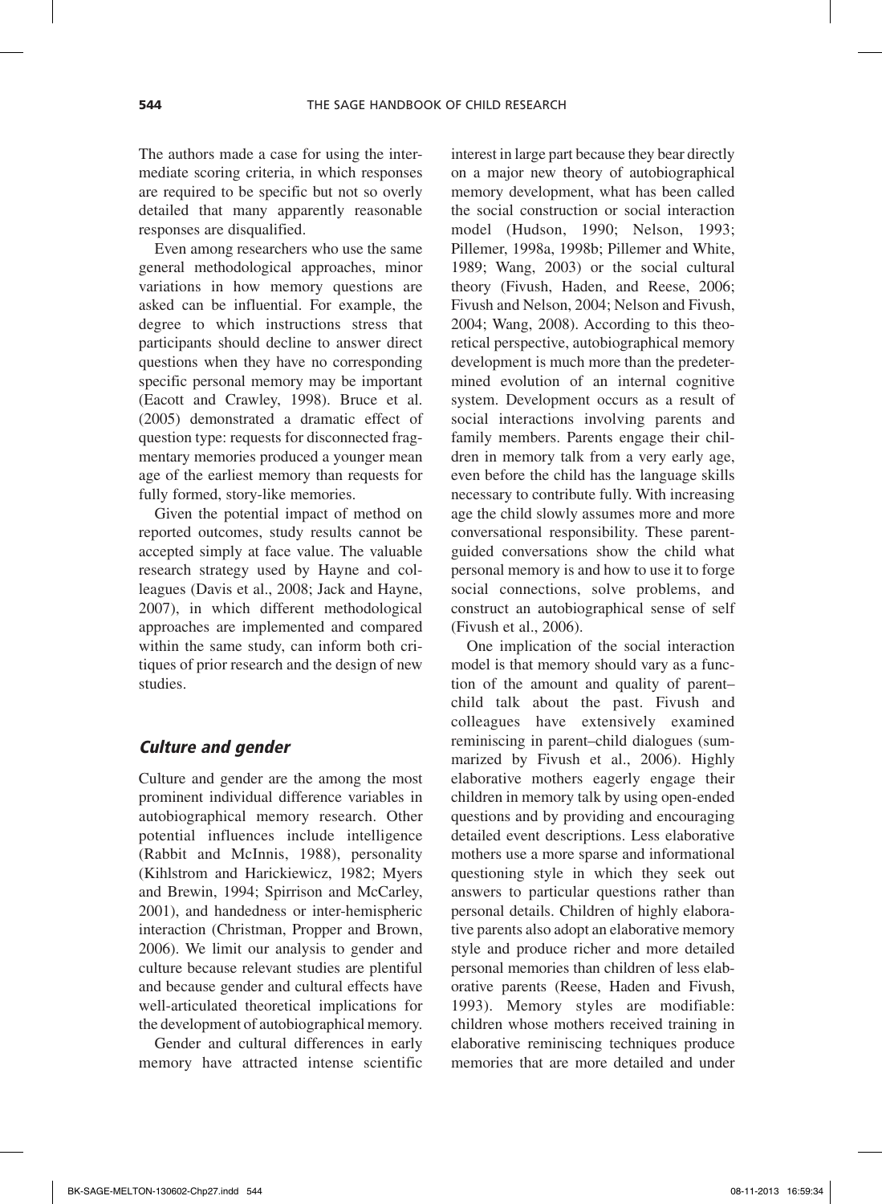The authors made a case for using the intermediate scoring criteria, in which responses are required to be specific but not so overly detailed that many apparently reasonable responses are disqualified.

Even among researchers who use the same general methodological approaches, minor variations in how memory questions are asked can be influential. For example, the degree to which instructions stress that participants should decline to answer direct questions when they have no corresponding specific personal memory may be important (Eacott and Crawley, 1998). Bruce et al. (2005) demonstrated a dramatic effect of question type: requests for disconnected fragmentary memories produced a younger mean age of the earliest memory than requests for fully formed, story-like memories.

Given the potential impact of method on reported outcomes, study results cannot be accepted simply at face value. The valuable research strategy used by Hayne and colleagues (Davis et al., 2008; Jack and Hayne, 2007), in which different methodological approaches are implemented and compared within the same study, can inform both critiques of prior research and the design of new studies.

### *Culture and gender*

Culture and gender are the among the most prominent individual difference variables in autobiographical memory research. Other potential influences include intelligence (Rabbit and McInnis, 1988), personality (Kihlstrom and Harickiewicz, 1982; Myers and Brewin, 1994; Spirrison and McCarley, 2001), and handedness or inter-hemispheric interaction (Christman, Propper and Brown, 2006). We limit our analysis to gender and culture because relevant studies are plentiful and because gender and cultural effects have well-articulated theoretical implications for the development of autobiographical memory.

Gender and cultural differences in early memory have attracted intense scientific interest in large part because they bear directly on a major new theory of autobiographical memory development, what has been called the social construction or social interaction model (Hudson, 1990; Nelson, 1993; Pillemer, 1998a, 1998b; Pillemer and White, 1989; Wang, 2003) or the social cultural theory (Fivush, Haden, and Reese, 2006; Fivush and Nelson, 2004; Nelson and Fivush, 2004; Wang, 2008). According to this theoretical perspective, autobiographical memory development is much more than the predetermined evolution of an internal cognitive system. Development occurs as a result of social interactions involving parents and family members. Parents engage their children in memory talk from a very early age, even before the child has the language skills necessary to contribute fully. With increasing age the child slowly assumes more and more conversational responsibility. These parent-guided conversations show the child what personal memory is and how to use it to forge social connections, solve problems, and construct an autobiographical sense of self (Fivush et al., 2006).

One implication of the social interaction model is that memory should vary as a function of the amount and quality of parent–child talk about the past. Fivush and colleagues have extensively examined reminiscing in parent–child dialogues (summarized by Fivush et al., 2006). Highly elaborative mothers eagerly engage their children in memory talk by using open-ended questions and by providing and encouraging detailed event descriptions. Less elaborative mothers use a more sparse and informational questioning style in which they seek out answers to particular questions rather than personal details. Children of highly elaborative parents also adopt an elaborative memory style and produce richer and more detailed personal memories than children of less elaborative parents (Reese, Haden and Fivush, 1993). Memory styles are modifiable: children whose mothers received training in elaborative reminiscing techniques produce memories that are more detailed and under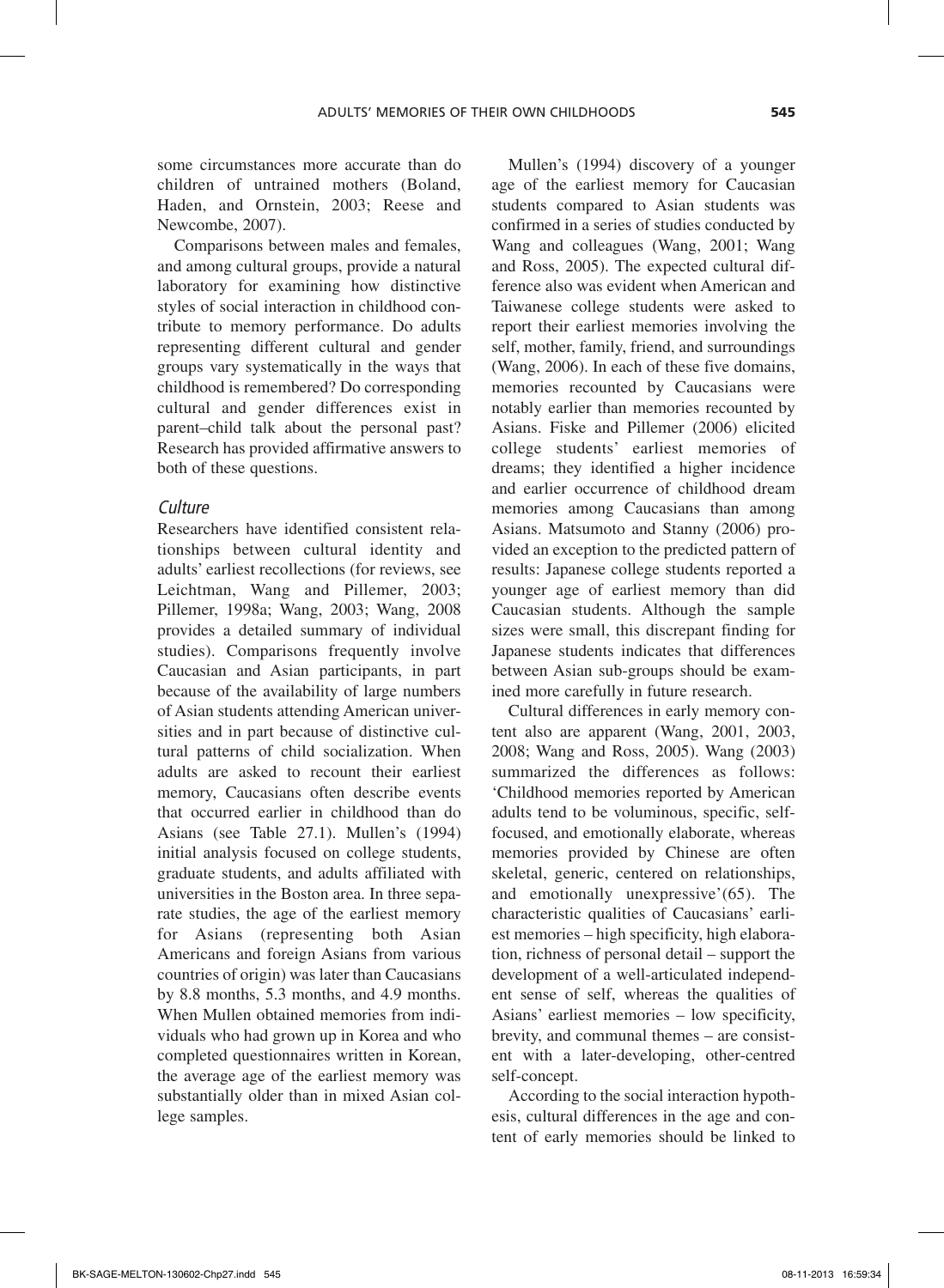some circumstances more accurate than do children of untrained mothers (Boland, Haden, and Ornstein, 2003; Reese and Newcombe, 2007).

Comparisons between males and females, and among cultural groups, provide a natural laboratory for examining how distinctive styles of social interaction in childhood contribute to memory performance. Do adults representing different cultural and gender groups vary systematically in the ways that childhood is remembered? Do corresponding cultural and gender differences exist in parent–child talk about the personal past? Research has provided affirmative answers to both of these questions.

### *Culture*

Researchers have identified consistent relationships between cultural identity and adults' earliest recollections (for reviews, see Leichtman, Wang and Pillemer, 2003; Pillemer, 1998a; Wang, 2003; Wang, 2008 provides a detailed summary of individual studies). Comparisons frequently involve Caucasian and Asian participants, in part because of the availability of large numbers of Asian students attending American universities and in part because of distinctive cultural patterns of child socialization. When adults are asked to recount their earliest memory, Caucasians often describe events that occurred earlier in childhood than do Asians (see Table 27.1). Mullen's (1994) initial analysis focused on college students, graduate students, and adults affiliated with universities in the Boston area. In three separate studies, the age of the earliest memory for Asians (representing both Asian Americans and foreign Asians from various countries of origin) was later than Caucasians by 8.8 months, 5.3 months, and 4.9 months. When Mullen obtained memories from individuals who had grown up in Korea and who completed questionnaires written in Korean, the average age of the earliest memory was substantially older than in mixed Asian college samples.

Mullen's (1994) discovery of a younger age of the earliest memory for Caucasian students compared to Asian students was confirmed in a series of studies conducted by Wang and colleagues (Wang, 2001; Wang and Ross, 2005). The expected cultural difference also was evident when American and Taiwanese college students were asked to report their earliest memories involving the self, mother, family, friend, and surroundings (Wang, 2006). In each of these five domains, memories recounted by Caucasians were notably earlier than memories recounted by Asians. Fiske and Pillemer (2006) elicited college students' earliest memories of dreams; they identified a higher incidence and earlier occurrence of childhood dream memories among Caucasians than among Asians. Matsumoto and Stanny (2006) provided an exception to the predicted pattern of results: Japanese college students reported a younger age of earliest memory than did Caucasian students. Although the sample sizes were small, this discrepant finding for Japanese students indicates that differences between Asian sub-groups should be examined more carefully in future research.

Cultural differences in early memory content also are apparent (Wang, 2001, 2003, 2008; Wang and Ross, 2005). Wang (2003) summarized the differences as follows: 'Childhood memories reported by American adults tend to be voluminous, specific, self-focused, and emotionally elaborate, whereas memories provided by Chinese are often skeletal, generic, centered on relationships, and emotionally unexpressive'(65). The characteristic qualities of Caucasians' earliest memories – high specificity, high elaboration, richness of personal detail – support the development of a well-articulated independent sense of self, whereas the qualities of Asians' earliest memories – low specificity, brevity, and communal themes – are consistent with a later-developing, other-centred self-concept.

According to the social interaction hypothesis, cultural differences in the age and content of early memories should be linked to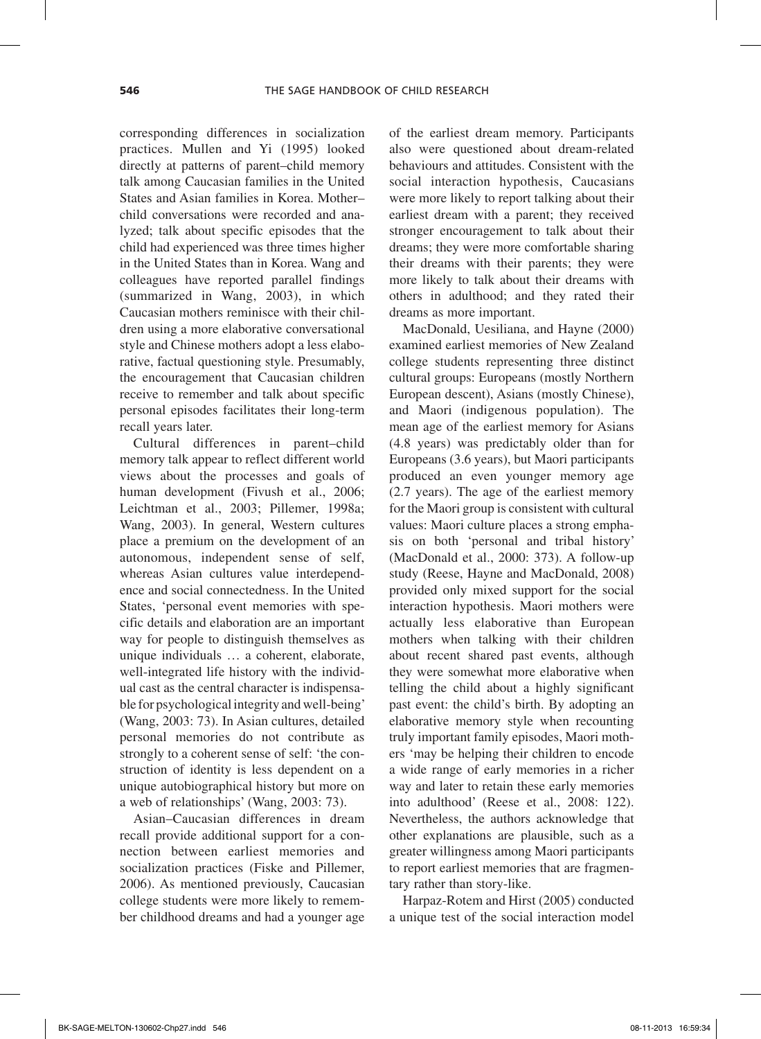corresponding differences in socialization practices. Mullen and Yi (1995) looked directly at patterns of parent–child memory talk among Caucasian families in the United States and Asian families in Korea. Mother–child conversations were recorded and analyzed; talk about specific episodes that the child had experienced was three times higher in the United States than in Korea. Wang and colleagues have reported parallel findings (summarized in Wang, 2003), in which Caucasian mothers reminisce with their children using a more elaborative conversational style and Chinese mothers adopt a less elaborative, factual questioning style. Presumably, the encouragement that Caucasian children receive to remember and talk about specific personal episodes facilitates their long-term recall years later.

Cultural differences in parent–child memory talk appear to reflect different world views about the processes and goals of human development (Fivush et al., 2006; Leichtman et al., 2003; Pillemer, 1998a; Wang, 2003). In general, Western cultures place a premium on the development of an autonomous, independent sense of self, whereas Asian cultures value interdependence and social connectedness. In the United States, 'personal event memories with specific details and elaboration are an important way for people to distinguish themselves as unique individuals … a coherent, elaborate, well-integrated life history with the individual cast as the central character is indispensable for psychological integrity and well-being' (Wang, 2003: 73). In Asian cultures, detailed personal memories do not contribute as strongly to a coherent sense of self: 'the construction of identity is less dependent on a unique autobiographical history but more on a web of relationships' (Wang, 2003: 73).

Asian–Caucasian differences in dream recall provide additional support for a connection between earliest memories and socialization practices (Fiske and Pillemer, 2006). As mentioned previously, Caucasian college students were more likely to remember childhood dreams and had a younger age of the earliest dream memory. Participants also were questioned about dream-related behaviours and attitudes. Consistent with the social interaction hypothesis, Caucasians were more likely to report talking about their earliest dream with a parent; they received stronger encouragement to talk about their dreams; they were more comfortable sharing their dreams with their parents; they were more likely to talk about their dreams with others in adulthood; and they rated their dreams as more important.

MacDonald, Uesiliana, and Hayne (2000) examined earliest memories of New Zealand college students representing three distinct cultural groups: Europeans (mostly Northern European descent), Asians (mostly Chinese), and Maori (indigenous population). The mean age of the earliest memory for Asians (4.8 years) was predictably older than for Europeans (3.6 years), but Maori participants produced an even younger memory age (2.7 years). The age of the earliest memory for the Maori group is consistent with cultural values: Maori culture places a strong emphasis on both 'personal and tribal history' (MacDonald et al., 2000: 373). A follow-up study (Reese, Hayne and MacDonald, 2008) provided only mixed support for the social interaction hypothesis. Maori mothers were actually less elaborative than European mothers when talking with their children about recent shared past events, although they were somewhat more elaborative when telling the child about a highly significant past event: the child's birth. By adopting an elaborative memory style when recounting truly important family episodes, Maori mothers 'may be helping their children to encode a wide range of early memories in a richer way and later to retain these early memories into adulthood' (Reese et al., 2008: 122). Nevertheless, the authors acknowledge that other explanations are plausible, such as a greater willingness among Maori participants to report earliest memories that are fragmentary rather than story-like.

Harpaz-Rotem and Hirst (2005) conducted a unique test of the social interaction model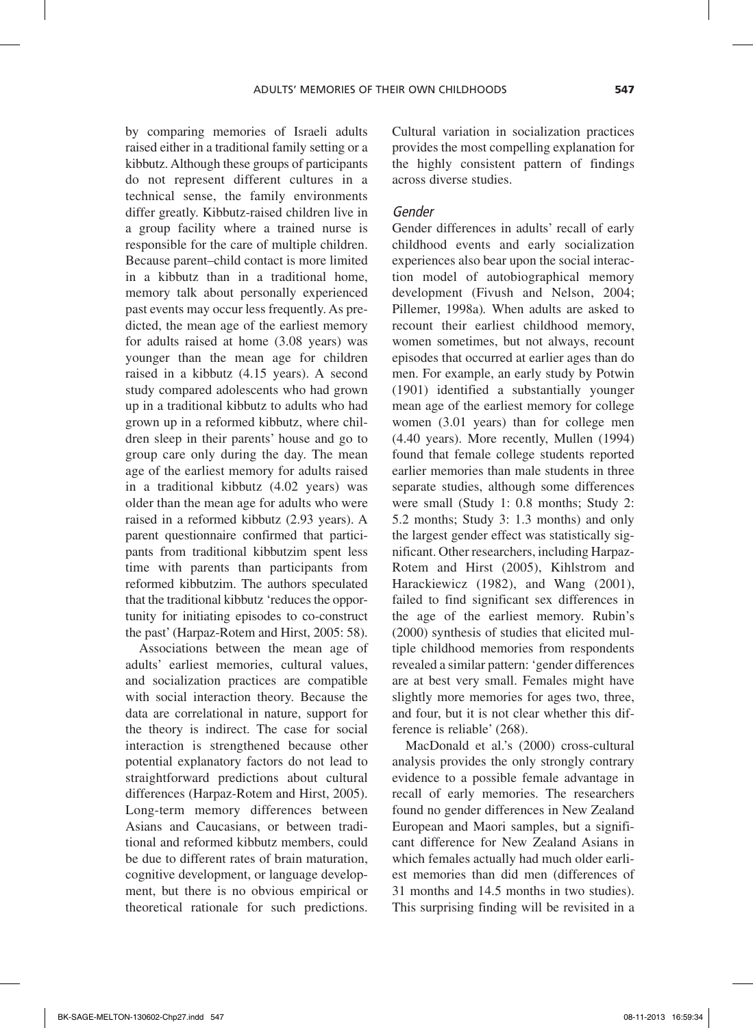by comparing memories of Israeli adults raised either in a traditional family setting or a kibbutz. Although these groups of participants do not represent different cultures in a technical sense, the family environments differ greatly. Kibbutz-raised children live in a group facility where a trained nurse is responsible for the care of multiple children. Because parent–child contact is more limited in a kibbutz than in a traditional home, memory talk about personally experienced past events may occur less frequently. As predicted, the mean age of the earliest memory for adults raised at home (3.08 years) was younger than the mean age for children raised in a kibbutz (4.15 years). A second study compared adolescents who had grown up in a traditional kibbutz to adults who had grown up in a reformed kibbutz, where children sleep in their parents' house and go to group care only during the day. The mean age of the earliest memory for adults raised in a traditional kibbutz (4.02 years) was older than the mean age for adults who were raised in a reformed kibbutz (2.93 years). A parent questionnaire confirmed that participants from traditional kibbutzim spent less time with parents than participants from reformed kibbutzim. The authors speculated that the traditional kibbutz 'reduces the opportunity for initiating episodes to co-construct the past' (Harpaz-Rotem and Hirst, 2005: 58).

Associations between the mean age of adults' earliest memories, cultural values, and socialization practices are compatible with social interaction theory. Because the data are correlational in nature, support for the theory is indirect. The case for social interaction is strengthened because other potential explanatory factors do not lead to straightforward predictions about cultural differences (Harpaz-Rotem and Hirst, 2005). Long-term memory differences between Asians and Caucasians, or between traditional and reformed kibbutz members, could be due to different rates of brain maturation, cognitive development, or language development, but there is no obvious empirical or theoretical rationale for such predictions. Cultural variation in socialization practices provides the most compelling explanation for the highly consistent pattern of findings across diverse studies.

### *Gender*

Gender differences in adults' recall of early childhood events and early socialization experiences also bear upon the social interaction model of autobiographical memory development (Fivush and Nelson, 2004; Pillemer, 1998a). When adults are asked to recount their earliest childhood memory, women sometimes, but not always, recount episodes that occurred at earlier ages than do men. For example, an early study by Potwin (1901) identified a substantially younger mean age of the earliest memory for college women (3.01 years) than for college men (4.40 years). More recently, Mullen (1994) found that female college students reported earlier memories than male students in three separate studies, although some differences were small (Study 1: 0.8 months; Study 2: 5.2 months; Study 3: 1.3 months) and only the largest gender effect was statistically significant. Other researchers, including Harpaz-Rotem and Hirst (2005), Kihlstrom and Harackiewicz (1982), and Wang (2001), failed to find significant sex differences in the age of the earliest memory. Rubin's (2000) synthesis of studies that elicited multiple childhood memories from respondents revealed a similar pattern: 'gender differences are at best very small. Females might have slightly more memories for ages two, three, and four, but it is not clear whether this difference is reliable' (268).

MacDonald et al.'s (2000) cross-cultural analysis provides the only strongly contrary evidence to a possible female advantage in recall of early memories. The researchers found no gender differences in New Zealand European and Maori samples, but a significant difference for New Zealand Asians in which females actually had much older earliest memories than did men (differences of 31 months and 14.5 months in two studies). This surprising finding will be revisited in a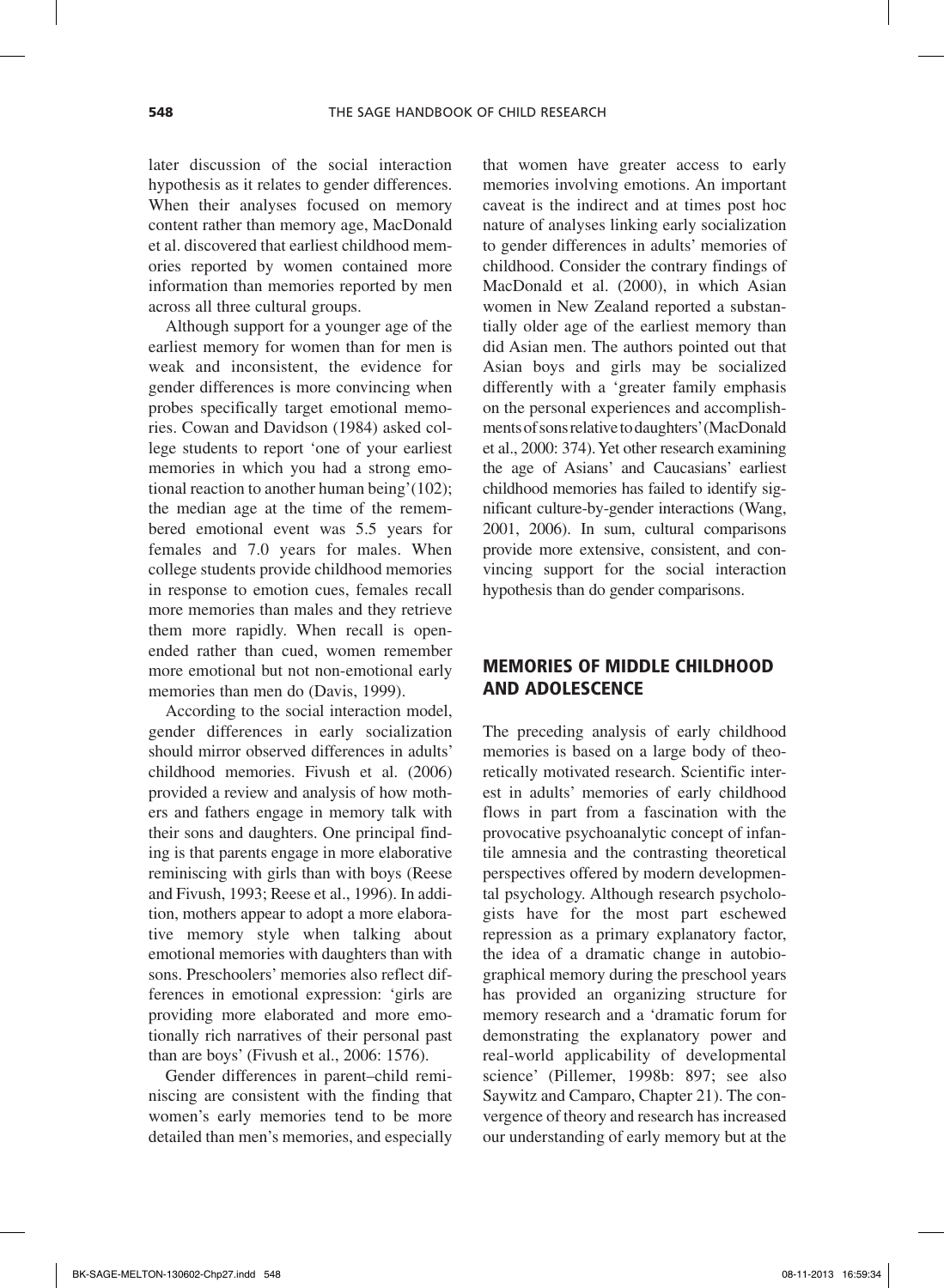later discussion of the social interaction hypothesis as it relates to gender differences. When their analyses focused on memory content rather than memory age, MacDonald et al. discovered that earliest childhood memories reported by women contained more information than memories reported by men across all three cultural groups.

Although support for a younger age of the earliest memory for women than for men is weak and inconsistent, the evidence for gender differences is more convincing when probes specifically target emotional memories. Cowan and Davidson (1984) asked college students to report 'one of your earliest memories in which you had a strong emotional reaction to another human being'(102); the median age at the time of the remembered emotional event was 5.5 years for females and 7.0 years for males. When college students provide childhood memories in response to emotion cues, females recall more memories than males and they retrieve them more rapidly. When recall is open-ended rather than cued, women remember more emotional but not non-emotional early memories than men do (Davis, 1999).

According to the social interaction model, gender differences in early socialization should mirror observed differences in adults' childhood memories. Fivush et al. (2006) provided a review and analysis of how mothers and fathers engage in memory talk with their sons and daughters. One principal finding is that parents engage in more elaborative reminiscing with girls than with boys (Reese and Fivush, 1993; Reese et al., 1996). In addition, mothers appear to adopt a more elaborative memory style when talking about emotional memories with daughters than with sons. Preschoolers' memories also reflect differences in emotional expression: 'girls are providing more elaborated and more emotionally rich narratives of their personal past than are boys' (Fivush et al., 2006: 1576).

Gender differences in parent–child reminiscing are consistent with the finding that women's early memories tend to be more detailed than men's memories, and especially that women have greater access to early memories involving emotions. An important caveat is the indirect and at times post hoc nature of analyses linking early socialization to gender differences in adults' memories of childhood. Consider the contrary findings of MacDonald et al. (2000), in which Asian women in New Zealand reported a substantially older age of the earliest memory than did Asian men. The authors pointed out that Asian boys and girls may be socialized differently with a 'greater family emphasis on the personal experiences and accomplishments of sons relative to daughters' (MacDonald et al., 2000: 374). Yet other research examining the age of Asians' and Caucasians' earliest childhood memories has failed to identify significant culture-by-gender interactions (Wang, 2001, 2006). In sum, cultural comparisons provide more extensive, consistent, and convincing support for the social interaction hypothesis than do gender comparisons.

## MEMORIES OF MIDDLE CHILDHOOD AND ADOLESCENCE

The preceding analysis of early childhood memories is based on a large body of theoretically motivated research. Scientific interest in adults' memories of early childhood flows in part from a fascination with the provocative psychoanalytic concept of infantile amnesia and the contrasting theoretical perspectives offered by modern developmental psychology. Although research psychologists have for the most part eschewed repression as a primary explanatory factor, the idea of a dramatic change in autobiographical memory during the preschool years has provided an organizing structure for memory research and a 'dramatic forum for demonstrating the explanatory power and real-world applicability of developmental science' (Pillemer, 1998b: 897; see also Saywitz and Camparo, Chapter 21). The convergence of theory and research has increased our understanding of early memory but at the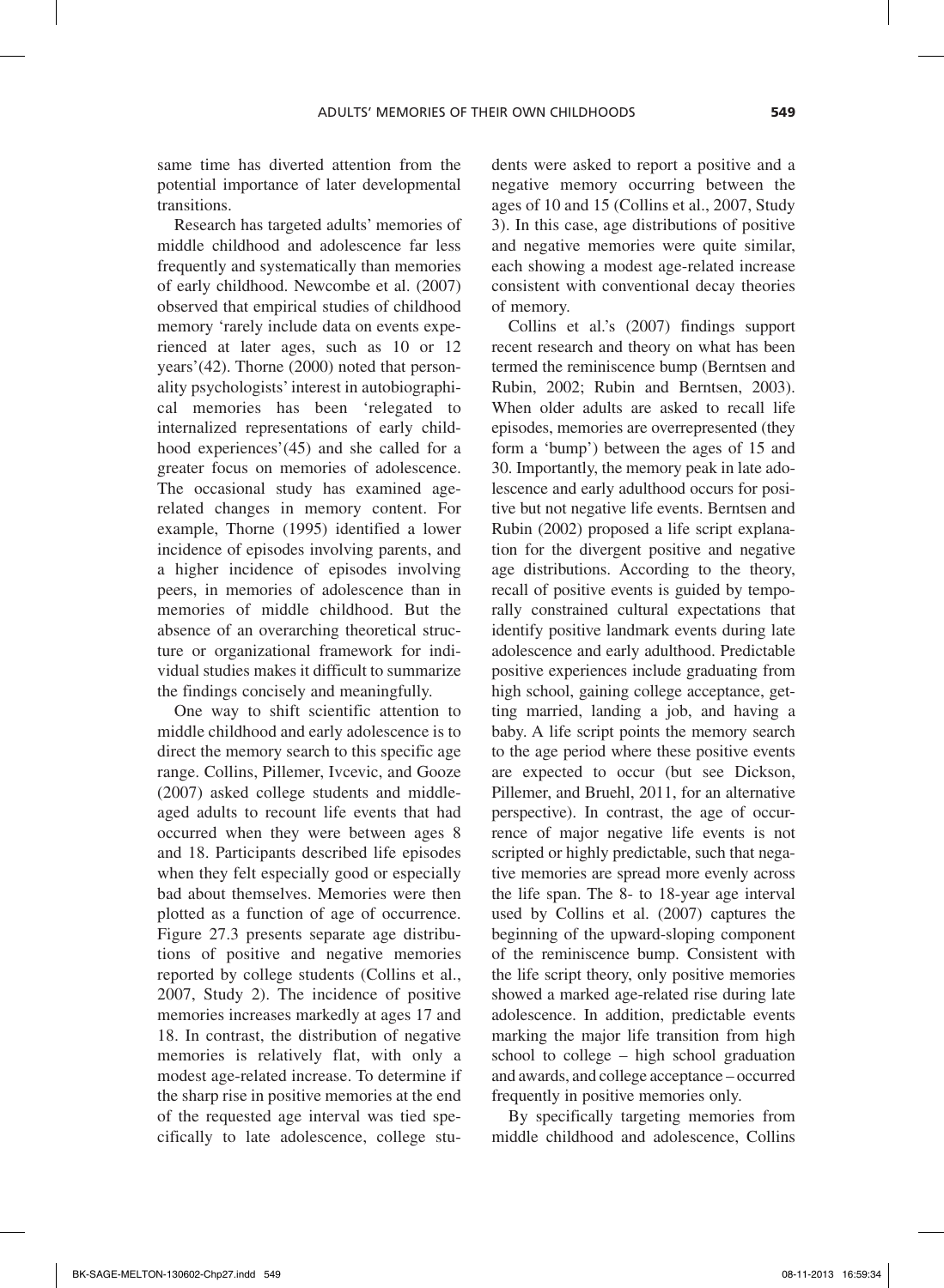same time has diverted attention from the potential importance of later developmental transitions.

Research has targeted adults' memories of middle childhood and adolescence far less frequently and systematically than memories of early childhood. Newcombe et al. (2007) observed that empirical studies of childhood memory 'rarely include data on events experienced at later ages, such as 10 or 12 years'(42). Thorne (2000) noted that personality psychologists' interest in autobiographical memories has been 'relegated to internalized representations of early childhood experiences'(45) and she called for a greater focus on memories of adolescence. The occasional study has examined age-related changes in memory content. For example, Thorne (1995) identified a lower incidence of episodes involving parents, and a higher incidence of episodes involving peers, in memories of adolescence than in memories of middle childhood. But the absence of an overarching theoretical structure or organizational framework for individual studies makes it difficult to summarize the findings concisely and meaningfully.

One way to shift scientific attention to middle childhood and early adolescence is to direct the memory search to this specific age range. Collins, Pillemer, Ivcevic, and Gooze (2007) asked college students and middle-aged adults to recount life events that had occurred when they were between ages 8 and 18. Participants described life episodes when they felt especially good or especially bad about themselves. Memories were then plotted as a function of age of occurrence. Figure 27.3 presents separate age distributions of positive and negative memories reported by college students (Collins et al., 2007, Study 2). The incidence of positive memories increases markedly at ages 17 and 18. In contrast, the distribution of negative memories is relatively flat, with only a modest age-related increase. To determine if the sharp rise in positive memories at the end of the requested age interval was tied specifically to late adolescence, college students were asked to report a positive and a negative memory occurring between the ages of 10 and 15 (Collins et al., 2007, Study 3). In this case, age distributions of positive and negative memories were quite similar, each showing a modest age-related increase consistent with conventional decay theories of memory.

Collins et al.'s (2007) findings support recent research and theory on what has been termed the reminiscence bump (Berntsen and Rubin, 2002; Rubin and Berntsen, 2003). When older adults are asked to recall life episodes, memories are overrepresented (they form a 'bump') between the ages of 15 and 30. Importantly, the memory peak in late adolescence and early adulthood occurs for positive but not negative life events. Berntsen and Rubin (2002) proposed a life script explanation for the divergent positive and negative age distributions. According to the theory, recall of positive events is guided by temporally constrained cultural expectations that identify positive landmark events during late adolescence and early adulthood. Predictable positive experiences include graduating from high school, gaining college acceptance, getting married, landing a job, and having a baby. A life script points the memory search to the age period where these positive events are expected to occur (but see Dickson, Pillemer, and Bruehl, 2011, for an alternative perspective). In contrast, the age of occurrence of major negative life events is not scripted or highly predictable, such that negative memories are spread more evenly across the life span. The 8- to 18-year age interval used by Collins et al. (2007) captures the beginning of the upward-sloping component of the reminiscence bump. Consistent with the life script theory, only positive memories showed a marked age-related rise during late adolescence. In addition, predictable events marking the major life transition from high school to college – high school graduation and awards, and college acceptance – occurred frequently in positive memories only.

By specifically targeting memories from middle childhood and adolescence, Collins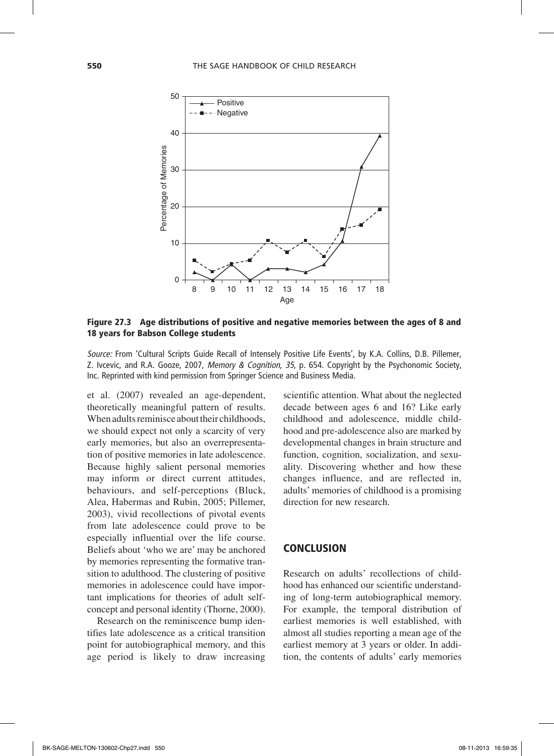**Figure 27.3 Age distributions of positive and negative memories between the ages of 8 and 18 years for Babson College students**

*Source:* From 'Cultural Scripts Guide Recall of Intensely Positive Life Events', by K.A. Collins, D.B. Pillemer, Z. Ivcevic, and R.A. Gooze, 2007, *Memory & Cognition, 35*, p. 654. Copyright by the Psychonomic Society, Inc. Reprinted with kind permission from Springer Science and Business Media.

et al. (2007) revealed an age-dependent, theoretically meaningful pattern of results. When adults reminisce about their childhoods, we should expect not only a scarcity of very early memories, but also an overrepresentation of positive memories in late adolescence. Because highly salient personal memories may inform or direct current attitudes, behaviours, and self-perceptions (Bluck, Alea, Habermas and Rubin, 2005; Pillemer, 2003), vivid recollections of pivotal events from late adolescence could prove to be especially influential over the life course. Beliefs about 'who we are' may be anchored by memories representing the formative transition to adulthood. The clustering of positive memories in adolescence could have important implications for theories of adult self-concept and personal identity (Thorne, 2000).

Research on the reminiscence bump identifies late adolescence as a critical transition point for autobiographical memory, and this age period is likely to draw increasing scientific attention. What about the neglected decade between ages 6 and 16? Like early childhood and adolescence, middle childhood and pre-adolescence also are marked by developmental changes in brain structure and function, cognition, socialization, and sexuality. Discovering whether and how these changes influence, and are reflected in, adults' memories of childhood is a promising direction for new research.

## CONCLUSION

Research on adults' recollections of childhood has enhanced our scientific understanding of long-term autobiographical memory. For example, the temporal distribution of earliest memories is well established, with almost all studies reporting a mean age of the earliest memory at 3 years or older. In addition, the contents of adults' early memories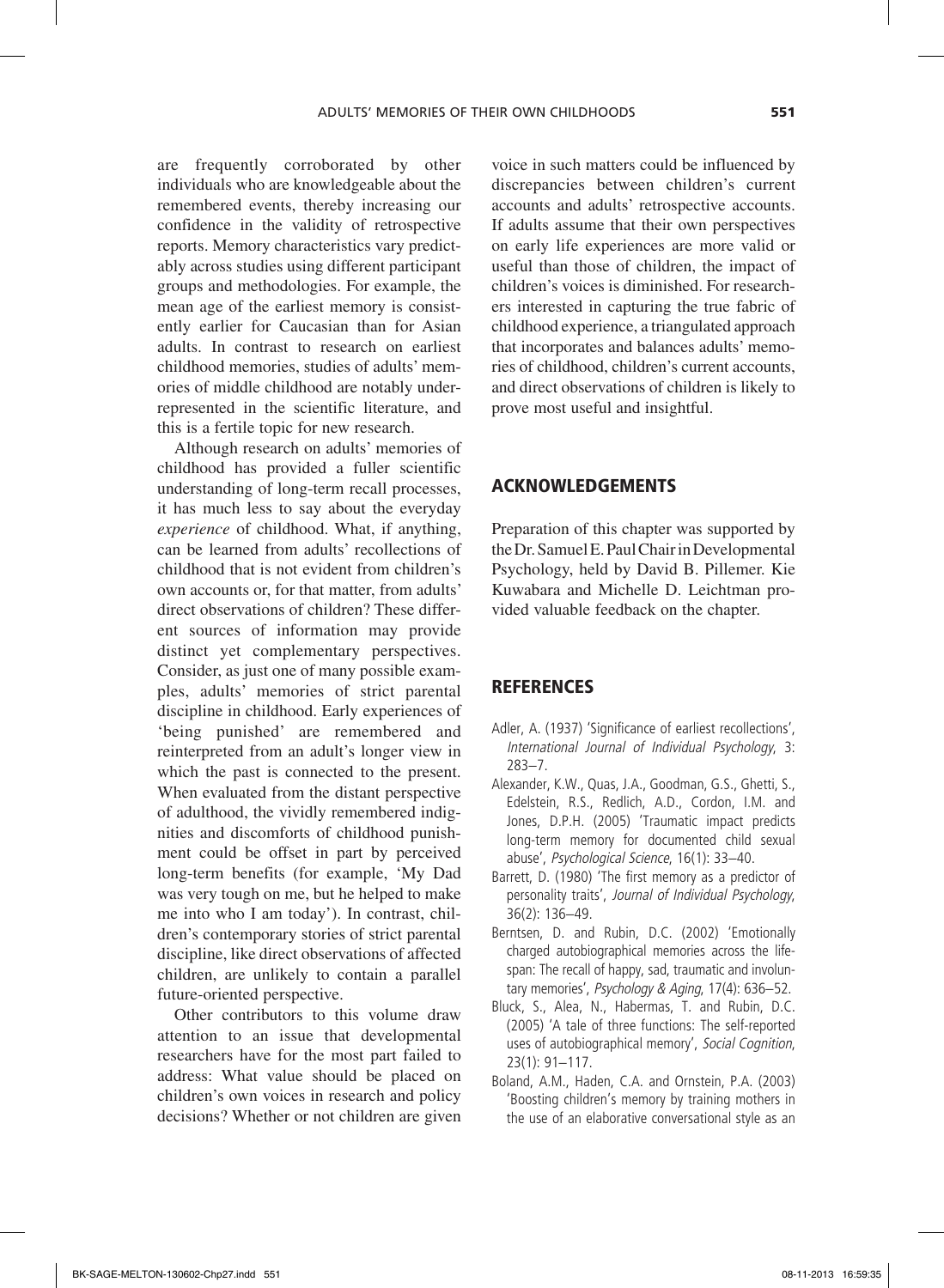are frequently corroborated by other individuals who are knowledgeable about the remembered events, thereby increasing our confidence in the validity of retrospective reports. Memory characteristics vary predictably across studies using different participant groups and methodologies. For example, the mean age of the earliest memory is consistently earlier for Caucasian than for Asian adults. In contrast to research on earliest childhood memories, studies of adults' memories of middle childhood are notably underrepresented in the scientific literature, and this is a fertile topic for new research.

Although research on adults' memories of childhood has provided a fuller scientific understanding of long-term recall processes, it has much less to say about the everyday *experience* of childhood. What, if anything, can be learned from adults' recollections of childhood that is not evident from children's own accounts or, for that matter, from adults' direct observations of children? These different sources of information may provide distinct yet complementary perspectives. Consider, as just one of many possible examples, adults' memories of strict parental discipline in childhood. Early experiences of 'being punished' are remembered and reinterpreted from an adult's longer view in which the past is connected to the present. When evaluated from the distant perspective of adulthood, the vividly remembered indignities and discomforts of childhood punishment could be offset in part by perceived long-term benefits (for example, 'My Dad was very tough on me, but he helped to make me into who I am today'). In contrast, children's contemporary stories of strict parental discipline, like direct observations of affected children, are unlikely to contain a parallel future-oriented perspective.

Other contributors to this volume draw attention to an issue that developmental researchers have for the most part failed to address: What value should be placed on children's own voices in research and policy decisions? Whether or not children are given voice in such matters could be influenced by discrepancies between children's current accounts and adults' retrospective accounts. If adults assume that their own perspectives on early life experiences are more valid or useful than those of children, the impact of children's voices is diminished. For researchers interested in capturing the true fabric of childhood experience, a triangulated approach that incorporates and balances adults' memories of childhood, children's current accounts, and direct observations of children is likely to prove most useful and insightful.

## ACKNOWLEDGEMENTS

Preparation of this chapter was supported by the Dr. Samuel E. Paul Chair in Developmental Psychology, held by David B. Pillemer. Kie Kuwabara and Michelle D. Leichtman provided valuable feedback on the chapter.

## REFERENCES

Adler, A. (1937) 'Significance of earliest recollections', *International Journal of Individual Psychology*, 3: 283–7.

Alexander, K.W., Quas, J.A., Goodman, G.S., Ghetti, S., Edelstein, R.S., Redlich, A.D., Cordon, I.M. and Jones, D.P.H. (2005) 'Traumatic impact predicts long-term memory for documented child sexual abuse', *Psychological Science*, 16(1): 33–40.

Barrett, D. (1980) 'The first memory as a predictor of personality traits', *Journal of Individual Psychology*, 36(2): 136–49.

Berntsen, D. and Rubin, D.C. (2002) 'Emotionally charged autobiographical memories across the lifespan: The recall of happy, sad, traumatic and involuntary memories', *Psychology & Aging*, 17(4): 636–52.

Bluck, S., Alea, N., Habermas, T. and Rubin, D.C. (2005) 'A tale of three functions: The self-reported uses of autobiographical memory', *Social Cognition*, 23(1): 91–117.

Boland, A.M., Haden, C.A. and Ornstein, P.A. (2003) 'Boosting children's memory by training mothers in the use of an elaborative conversational style as an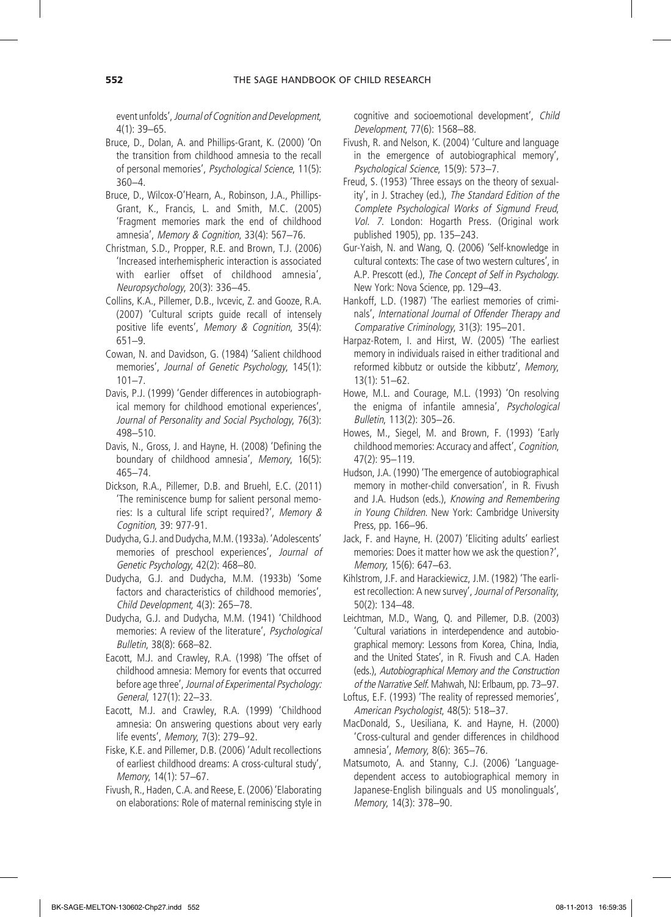event unfolds', *Journal of Cognition and Development*, 4(1): 39–65.

Bruce, D., Dolan, A. and Phillips-Grant, K. (2000) 'On the transition from childhood amnesia to the recall of personal memories', *Psychological Science*, 11(5): 360–4.

Bruce, D., Wilcox-O'Hearn, A., Robinson, J.A., Phillips-Grant, K., Francis, L. and Smith, M.C. (2005) 'Fragment memories mark the end of childhood amnesia', *Memory & Cognition*, 33(4): 567–76.

Christman, S.D., Propper, R.E. and Brown, T.J. (2006) 'Increased interhemispheric interaction is associated with earlier offset of childhood amnesia', *Neuropsychology*, 20(3): 336–45.

Collins, K.A., Pillemer, D.B., Ivcevic, Z. and Gooze, R.A. (2007) 'Cultural scripts guide recall of intensely positive life events', *Memory & Cognition*, 35(4): 651–9.

Cowan, N. and Davidson, G. (1984) 'Salient childhood memories', *Journal of Genetic Psychology*, 145(1): 101–7.

Davis, P.J. (1999) 'Gender differences in autobiographical memory for childhood emotional experiences', *Journal of Personality and Social Psychology*, 76(3): 498–510.

Davis, N., Gross, J. and Hayne, H. (2008) 'Defining the boundary of childhood amnesia', *Memory*, 16(5): 465–74.

Dickson, R.A., Pillemer, D.B. and Bruehl, E.C. (2011) 'The reminiscence bump for salient personal memories: Is a cultural life script required?', *Memory & Cognition*, 39: 977-91.

Dudycha, G.J. and Dudycha, M.M. (1933a). 'Adolescents' memories of preschool experiences', *Journal of Genetic Psychology*, 42(2): 468–80.

Dudycha, G.J. and Dudycha, M.M. (1933b) 'Some factors and characteristics of childhood memories', *Child Development*, 4(3): 265–78.

Dudycha, G.J. and Dudycha, M.M. (1941) 'Childhood memories: A review of the literature', *Psychological Bulletin*, 38(8): 668–82.

Eacott, M.J. and Crawley, R.A. (1998) 'The offset of childhood amnesia: Memory for events that occurred before age three', *Journal of Experimental Psychology: General*, 127(1): 22–33.

Eacott, M.J. and Crawley, R.A. (1999) 'Childhood amnesia: On answering questions about very early life events', *Memory*, 7(3): 279–92.

Fiske, K.E. and Pillemer, D.B. (2006) 'Adult recollections of earliest childhood dreams: A cross-cultural study', *Memory*, 14(1): 57–67.

Fivush, R., Haden, C.A. and Reese, E. (2006) 'Elaborating on elaborations: Role of maternal reminiscing style in cognitive and socioemotional development', *Child Development*, 77(6): 1568–88.

Fivush, R. and Nelson, K. (2004) 'Culture and language in the emergence of autobiographical memory', *Psychological Science*, 15(9): 573–7.

Freud, S. (1953) 'Three essays on the theory of sexuality', in J. Strachey (ed.), *The Standard Edition of the Complete Psychological Works of Sigmund Freud, Vol. 7*. London: Hogarth Press. (Original work published 1905), pp. 135–243.

Gur-Yaish, N. and Wang, Q. (2006) 'Self-knowledge in cultural contexts: The case of two western cultures', in A.P. Prescott (ed.), *The Concept of Self in Psychology*. New York: Nova Science, pp. 129–43.

Hankoff, L.D. (1987) 'The earliest memories of criminals', *International Journal of Offender Therapy and Comparative Criminology*, 31(3): 195–201.

Harpaz-Rotem, I. and Hirst, W. (2005) 'The earliest memory in individuals raised in either traditional and reformed kibbutz or outside the kibbutz', *Memory*, 13(1): 51–62.

Howe, M.L. and Courage, M.L. (1993) 'On resolving the enigma of infantile amnesia', *Psychological Bulletin*, 113(2): 305–26.

Howes, M., Siegel, M. and Brown, F. (1993) 'Early childhood memories: Accuracy and affect', *Cognition*, 47(2): 95–119.

Hudson, J.A. (1990) 'The emergence of autobiographical memory in mother-child conversation', in R. Fivush and J.A. Hudson (eds.), *Knowing and Remembering in Young Children*. New York: Cambridge University Press, pp. 166–96.

Jack, F. and Hayne, H. (2007) 'Eliciting adults' earliest memories: Does it matter how we ask the question?', *Memory*, 15(6): 647–63.

Kihlstrom, J.F. and Harackiewicz, J.M. (1982) 'The earliest recollection: A new survey', *Journal of Personality*, 50(2): 134–48.

Leichtman, M.D., Wang, Q. and Pillemer, D.B. (2003) 'Cultural variations in interdependence and autobiographical memory: Lessons from Korea, China, India, and the United States', in R. Fivush and C.A. Haden (eds.), *Autobiographical Memory and the Construction of the Narrative Self*. Mahwah, NJ: Erlbaum, pp. 73–97.

Loftus, E.F. (1993) 'The reality of repressed memories', *American Psychologist*, 48(5): 518–37.

MacDonald, S., Uesiliana, K. and Hayne, H. (2000) 'Cross-cultural and gender differences in childhood amnesia', *Memory*, 8(6): 365–76.

Matsumoto, A. and Stanny, C.J. (2006) 'Language-dependent access to autobiographical memory in Japanese-English bilinguals and US monolinguals', *Memory*, 14(3): 378–90.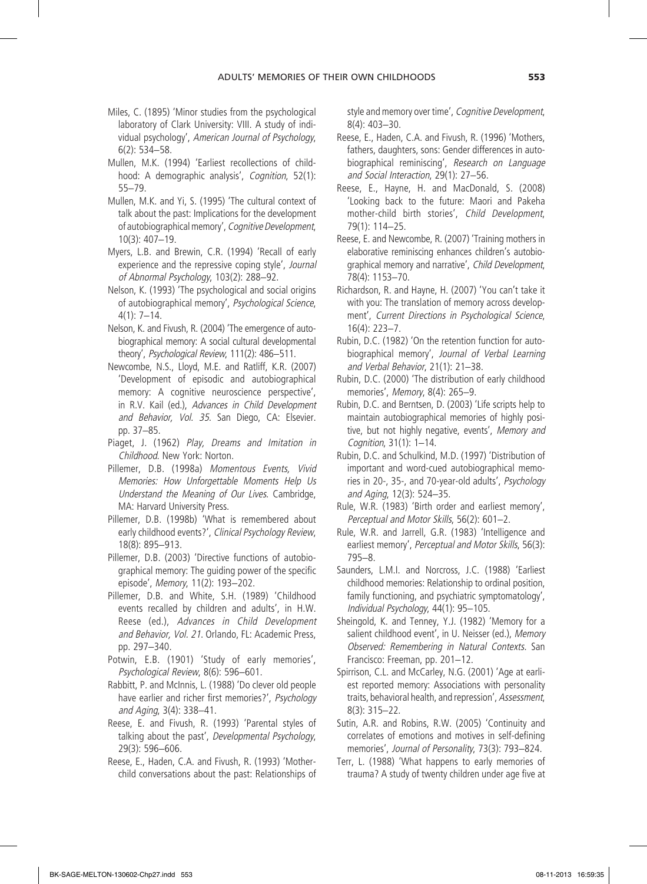Miles, C. (1895) 'Minor studies from the psychological laboratory of Clark University: VIII. A study of individual psychology', *American Journal of Psychology*, 6(2): 534–58.

Mullen, M.K. (1994) 'Earliest recollections of childhood: A demographic analysis', *Cognition*, 52(1): 55–79.

Mullen, M.K. and Yi, S. (1995) 'The cultural context of talk about the past: Implications for the development of autobiographical memory', *Cognitive Development*, 10(3): 407–19.

Myers, L.B. and Brewin, C.R. (1994) 'Recall of early experience and the repressive coping style', *Journal of Abnormal Psychology*, 103(2): 288–92.

Nelson, K. (1993) 'The psychological and social origins of autobiographical memory', *Psychological Science*, 4(1): 7–14.

Nelson, K. and Fivush, R. (2004) 'The emergence of autobiographical memory: A social cultural developmental theory', *Psychological Review*, 111(2): 486–511.

Newcombe, N.S., Lloyd, M.E. and Ratliff, K.R. (2007) 'Development of episodic and autobiographical memory: A cognitive neuroscience perspective', in R.V. Kail (ed.), *Advances in Child Development and Behavior, Vol. 35*. San Diego, CA: Elsevier. pp. 37–85.

Piaget, J. (1962) *Play, Dreams and Imitation in Childhood*. New York: Norton.

Pillemer, D.B. (1998a) *Momentous Events, Vivid Memories: How Unforgettable Moments Help Us Understand the Meaning of Our Lives*. Cambridge, MA: Harvard University Press.

Pillemer, D.B. (1998b) 'What is remembered about early childhood events?', *Clinical Psychology Review*, 18(8): 895–913.

Pillemer, D.B. (2003) 'Directive functions of autobiographical memory: The guiding power of the specific episode', *Memory*, 11(2): 193–202.

Pillemer, D.B. and White, S.H. (1989) 'Childhood events recalled by children and adults', in H.W. Reese (ed.), *Advances in Child Development and Behavior, Vol. 21*. Orlando, FL: Academic Press, pp. 297–340.

Potwin, E.B. (1901) 'Study of early memories', *Psychological Review*, 8(6): 596–601.

Rabbitt, P. and McInnis, L. (1988) 'Do clever old people have earlier and richer first memories?', *Psychology and Aging*, 3(4): 338–41.

Reese, E. and Fivush, R. (1993) 'Parental styles of talking about the past', *Developmental Psychology*, 29(3): 596–606.

Reese, E., Haden, C.A. and Fivush, R. (1993) 'Mother-child conversations about the past: Relationships of style and memory over time', *Cognitive Development*, 8(4): 403–30.

Reese, E., Haden, C.A. and Fivush, R. (1996) 'Mothers, fathers, daughters, sons: Gender differences in autobiographical reminiscing', *Research on Language and Social Interaction*, 29(1): 27–56.

Reese, E., Hayne, H. and MacDonald, S. (2008) 'Looking back to the future: Maori and Pakeha mother-child birth stories', *Child Development*, 79(1): 114–25.

Reese, E. and Newcombe, R. (2007) 'Training mothers in elaborative reminiscing enhances children's autobiographical memory and narrative', *Child Development*, 78(4): 1153–70.

Richardson, R. and Hayne, H. (2007) 'You can't take it with you: The translation of memory across development', *Current Directions in Psychological Science*, 16(4): 223–7.

Rubin, D.C. (1982) 'On the retention function for autobiographical memory', *Journal of Verbal Learning and Verbal Behavior*, 21(1): 21–38.

Rubin, D.C. (2000) 'The distribution of early childhood memories', *Memory*, 8(4): 265–9.

Rubin, D.C. and Berntsen, D. (2003) 'Life scripts help to maintain autobiographical memories of highly positive, but not highly negative, events', *Memory and Cognition*, 31(1): 1–14.

Rubin, D.C. and Schulkind, M.D. (1997) 'Distribution of important and word-cued autobiographical memories in 20-, 35-, and 70-year-old adults', *Psychology and Aging*, 12(3): 524–35.

Rule, W.R. (1983) 'Birth order and earliest memory', *Perceptual and Motor Skills*, 56(2): 601–2.

Rule, W.R. and Jarrell, G.R. (1983) 'Intelligence and earliest memory', *Perceptual and Motor Skills*, 56(3): 795–8.

Saunders, L.M.I. and Norcross, J.C. (1988) 'Earliest childhood memories: Relationship to ordinal position, family functioning, and psychiatric symptomatology', *Individual Psychology*, 44(1): 95–105.

Sheingold, K. and Tenney, Y.J. (1982) 'Memory for a salient childhood event', in U. Neisser (ed.), *Memory Observed: Remembering in Natural Contexts.* San Francisco: Freeman, pp. 201–12.

Spirrison, C.L. and McCarley, N.G. (2001) 'Age at earliest reported memory: Associations with personality traits, behavioral health, and repression', *Assessment*, 8(3): 315–22.

Sutin, A.R. and Robins, R.W. (2005) 'Continuity and correlates of emotions and motives in self-defining memories', *Journal of Personality*, 73(3): 793–824.

Terr, L. (1988) 'What happens to early memories of trauma? A study of twenty children under age five at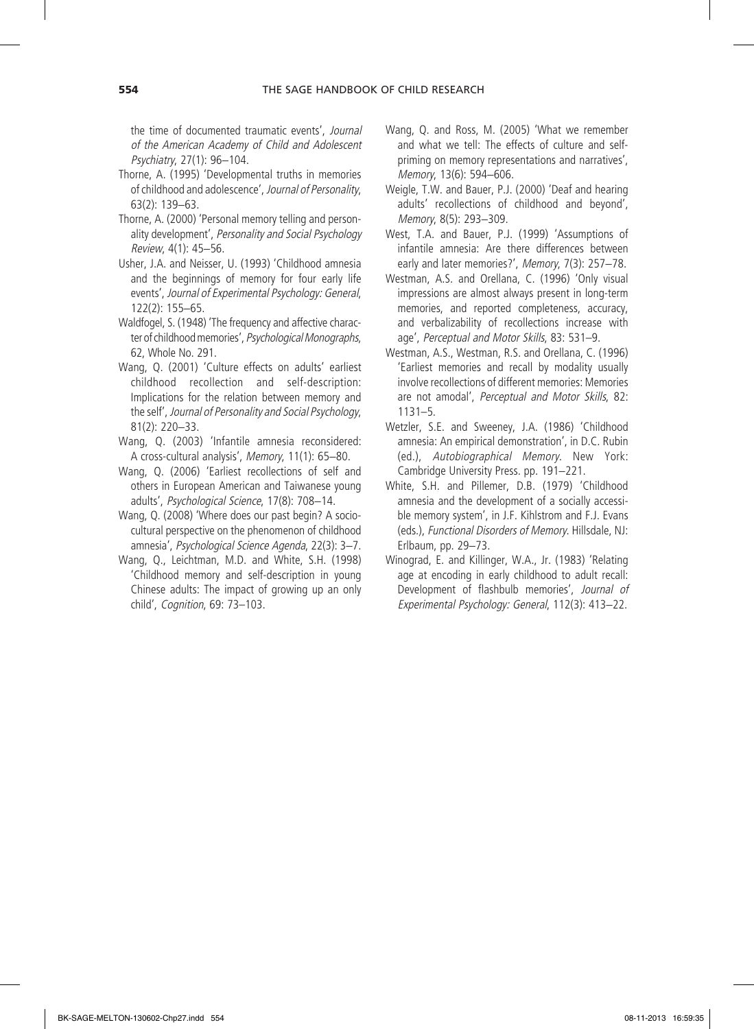the time of documented traumatic events', *Journal of the American Academy of Child and Adolescent Psychiatry*, 27(1): 96–104.

Thorne, A. (1995) 'Developmental truths in memories of childhood and adolescence', *Journal of Personality*, 63(2): 139–63.

Thorne, A. (2000) 'Personal memory telling and personality development', *Personality and Social Psychology Review*, 4(1): 45–56.

Usher, J.A. and Neisser, U. (1993) 'Childhood amnesia and the beginnings of memory for four early life events', *Journal of Experimental Psychology: General*, 122(2): 155–65.

Waldfogel, S. (1948) 'The frequency and affective character of childhood memories', *Psychological Monographs*, 62, Whole No. 291.

Wang, Q. (2001) 'Culture effects on adults' earliest childhood recollection and self-description: Implications for the relation between memory and the self', *Journal of Personality and Social Psychology*, 81(2): 220–33.

Wang, Q. (2003) 'Infantile amnesia reconsidered: A cross-cultural analysis', *Memory*, 11(1): 65–80.

Wang, Q. (2006) 'Earliest recollections of self and others in European American and Taiwanese young adults', *Psychological Science*, 17(8): 708–14.

Wang, Q. (2008) 'Where does our past begin? A sociocultural perspective on the phenomenon of childhood amnesia', *Psychological Science Agenda*, 22(3): 3–7.

Wang, Q., Leichtman, M.D. and White, S.H. (1998) 'Childhood memory and self-description in young Chinese adults: The impact of growing up an only child', *Cognition*, 69: 73–103.

Wang, Q. and Ross, M. (2005) 'What we remember and what we tell: The effects of culture and self-priming on memory representations and narratives', *Memory*, 13(6): 594–606.

Weigle, T.W. and Bauer, P.J. (2000) 'Deaf and hearing adults' recollections of childhood and beyond', *Memory*, 8(5): 293–309.

West, T.A. and Bauer, P.J. (1999) 'Assumptions of infantile amnesia: Are there differences between early and later memories?', *Memory*, 7(3): 257–78.

Westman, A.S. and Orellana, C. (1996) 'Only visual impressions are almost always present in long-term memories, and reported completeness, accuracy, and verbalizability of recollections increase with age', *Perceptual and Motor Skills*, 83: 531–9.

Westman, A.S., Westman, R.S. and Orellana, C. (1996) 'Earliest memories and recall by modality usually involve recollections of different memories: Memories are not amodal', *Perceptual and Motor Skills*, 82: 1131–5.

Wetzler, S.E. and Sweeney, J.A. (1986) 'Childhood amnesia: An empirical demonstration', in D.C. Rubin (ed.), *Autobiographical Memory*. New York: Cambridge University Press. pp. 191–221.

White, S.H. and Pillemer, D.B. (1979) 'Childhood amnesia and the development of a socially accessible memory system', in J.F. Kihlstrom and F.J. Evans (eds.), *Functional Disorders of Memory*. Hillsdale, NJ: Erlbaum, pp. 29–73.

Winograd, E. and Killinger, W.A., Jr. (1983) 'Relating age at encoding in early childhood to adult recall: Development of flashbulb memories', *Journal of Experimental Psychology: General*, 112(3): 413–22.